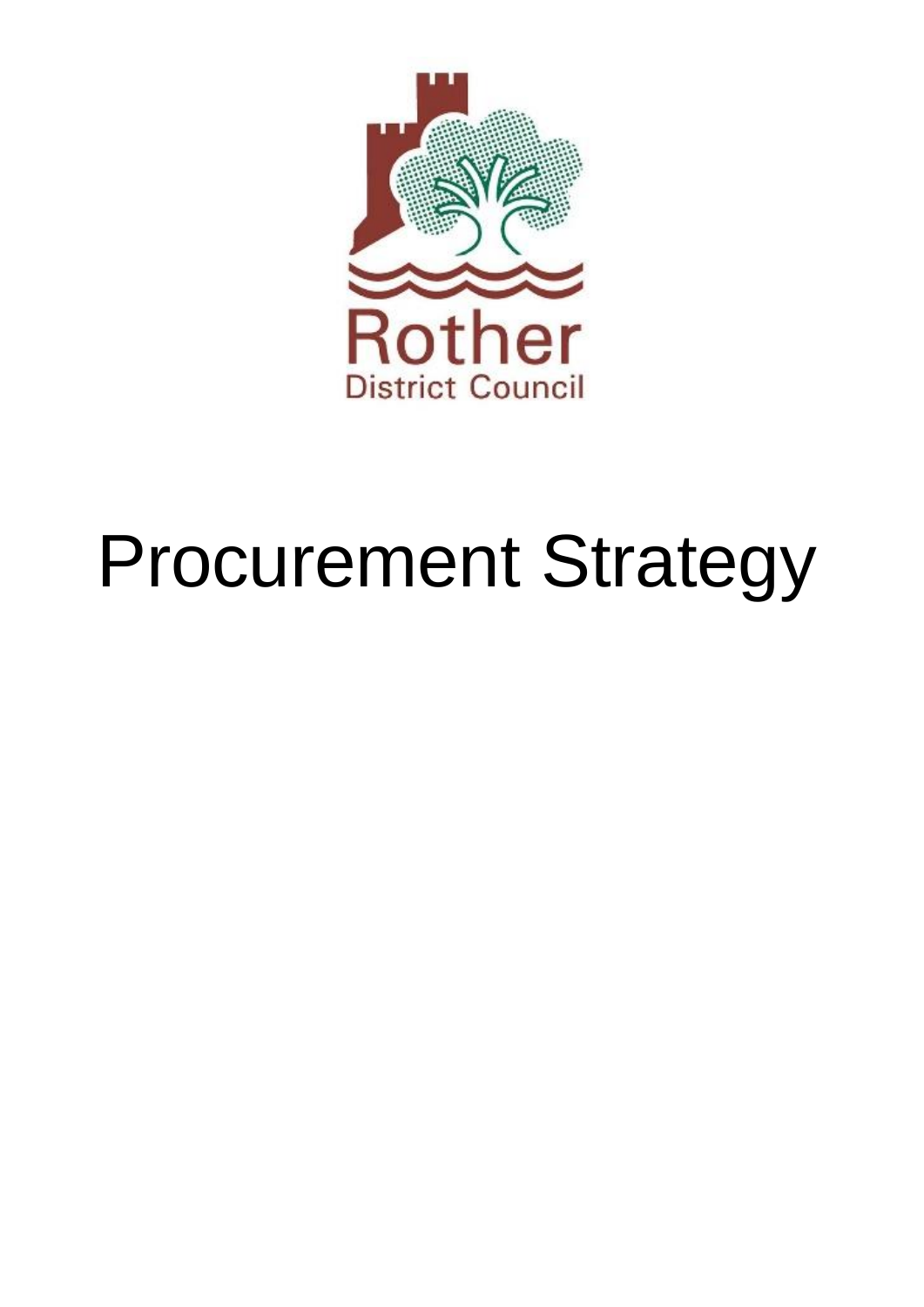Rother
District Council

# Procurement Strategy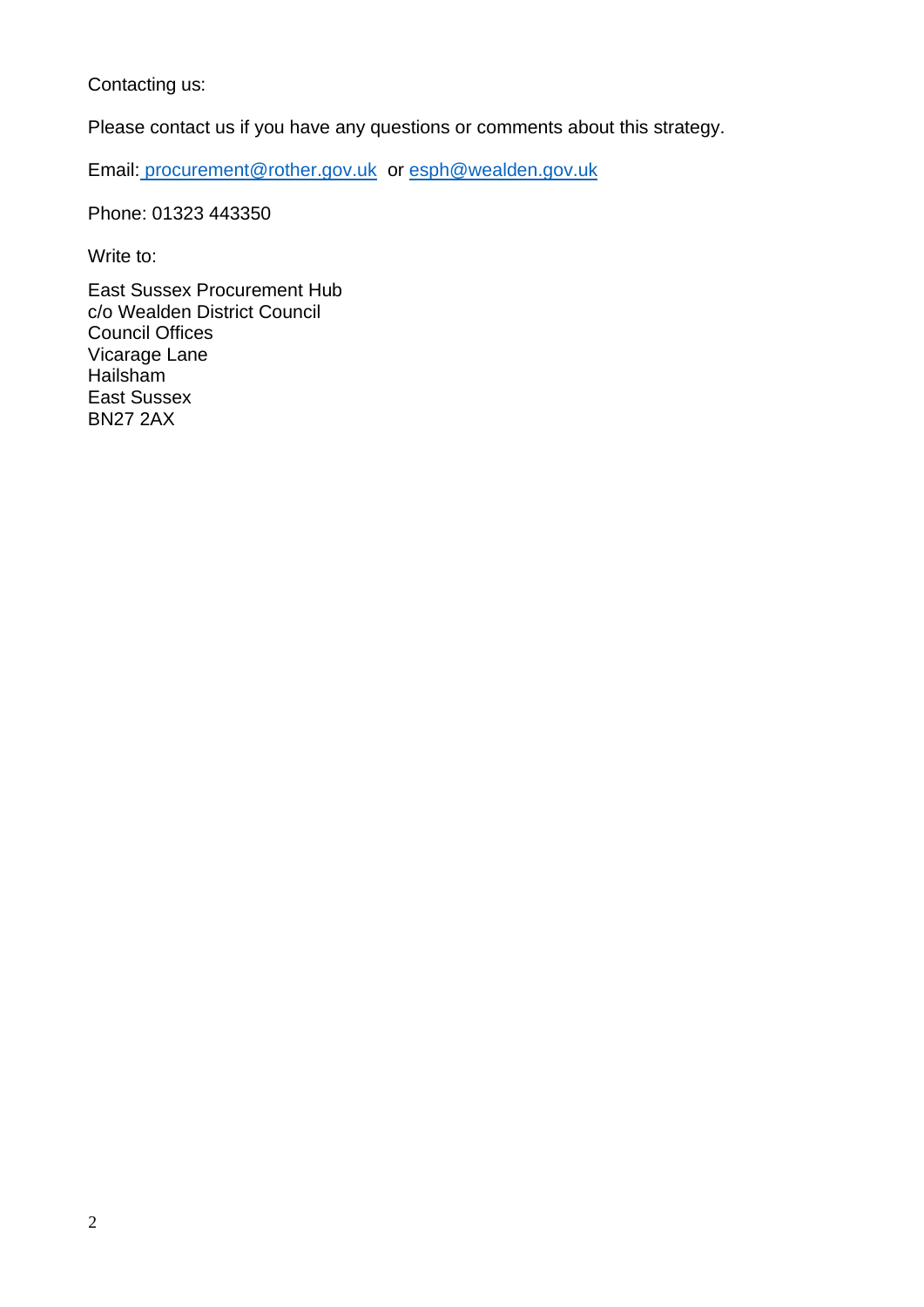Contacting us:

Please contact us if you have any questions or comments about this strategy.

Email: procurement@rother.gov.uk or esph@wealden.gov.uk

Phone: 01323 443350

Write to:

East Sussex Procurement Hub  
c/o Wealden District Council  
Council Offices  
Vicarage Lane  
Hailsham  
East Sussex  
BN27 2AX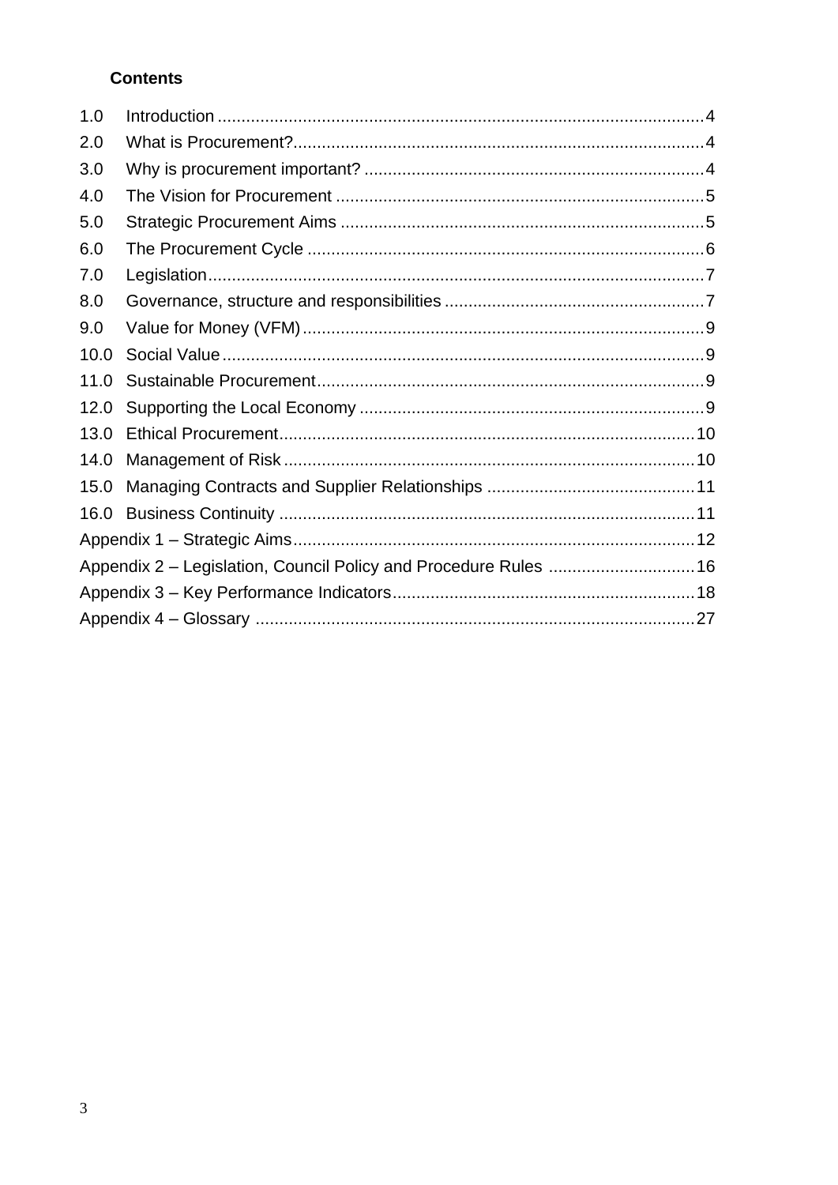**Contents**

1.0 Introduction ..... 4
2.0 What is Procurement? ..... 4
3.0 Why is procurement important? ..... 4
4.0 The Vision for Procurement ..... 5
5.0 Strategic Procurement Aims ..... 5
6.0 The Procurement Cycle ..... 6
7.0 Legislation ..... 7
8.0 Governance, structure and responsibilities ..... 7
9.0 Value for Money (VFM) ..... 9
10.0 Social Value ..... 9
11.0 Sustainable Procurement ..... 9
12.0 Supporting the Local Economy ..... 9
13.0 Ethical Procurement ..... 10
14.0 Management of Risk ..... 10
15.0 Managing Contracts and Supplier Relationships ..... 11
16.0 Business Continuity ..... 11
Appendix 1 – Strategic Aims ..... 12
Appendix 2 – Legislation, Council Policy and Procedure Rules ..... 16
Appendix 3 – Key Performance Indicators ..... 18
Appendix 4 – Glossary ..... 27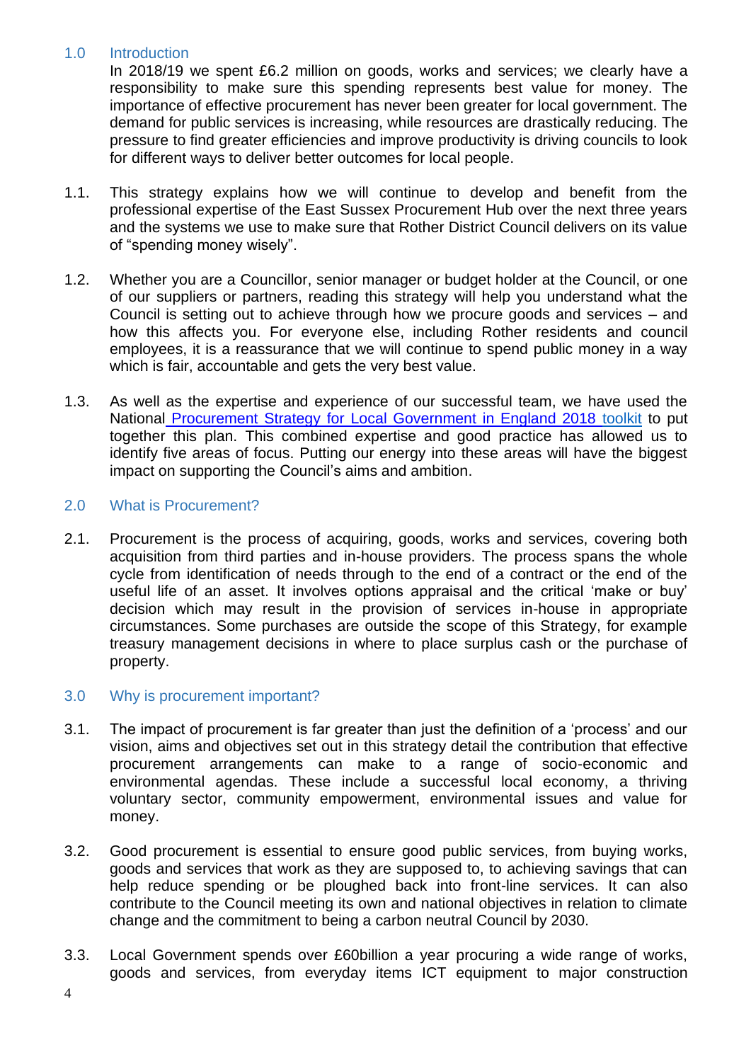## 1.0 Introduction

In 2018/19 we spent £6.2 million on goods, works and services; we clearly have a responsibility to make sure this spending represents best value for money. The importance of effective procurement has never been greater for local government. The demand for public services is increasing, while resources are drastically reducing. The pressure to find greater efficiencies and improve productivity is driving councils to look for different ways to deliver better outcomes for local people.

1.1. This strategy explains how we will continue to develop and benefit from the professional expertise of the East Sussex Procurement Hub over the next three years and the systems we use to make sure that Rother District Council delivers on its value of "spending money wisely".

1.2. Whether you are a Councillor, senior manager or budget holder at the Council, or one of our suppliers or partners, reading this strategy will help you understand what the Council is setting out to achieve through how we procure goods and services – and how this affects you. For everyone else, including Rother residents and council employees, it is a reassurance that we will continue to spend public money in a way which is fair, accountable and gets the very best value.

1.3. As well as the expertise and experience of our successful team, we have used the National Procurement Strategy for Local Government in England 2018 toolkit to put together this plan. This combined expertise and good practice has allowed us to identify five areas of focus. Putting our energy into these areas will have the biggest impact on supporting the Council's aims and ambition.

## 2.0 What is Procurement?

2.1. Procurement is the process of acquiring, goods, works and services, covering both acquisition from third parties and in-house providers. The process spans the whole cycle from identification of needs through to the end of a contract or the end of the useful life of an asset. It involves options appraisal and the critical 'make or buy' decision which may result in the provision of services in-house in appropriate circumstances. Some purchases are outside the scope of this Strategy, for example treasury management decisions in where to place surplus cash or the purchase of property.

## 3.0 Why is procurement important?

3.1. The impact of procurement is far greater than just the definition of a 'process' and our vision, aims and objectives set out in this strategy detail the contribution that effective procurement arrangements can make to a range of socio-economic and environmental agendas. These include a successful local economy, a thriving voluntary sector, community empowerment, environmental issues and value for money.

3.2. Good procurement is essential to ensure good public services, from buying works, goods and services that work as they are supposed to, to achieving savings that can help reduce spending or be ploughed back into front-line services. It can also contribute to the Council meeting its own and national objectives in relation to climate change and the commitment to being a carbon neutral Council by 2030.

3.3. Local Government spends over £60billion a year procuring a wide range of works, goods and services, from everyday items ICT equipment to major construction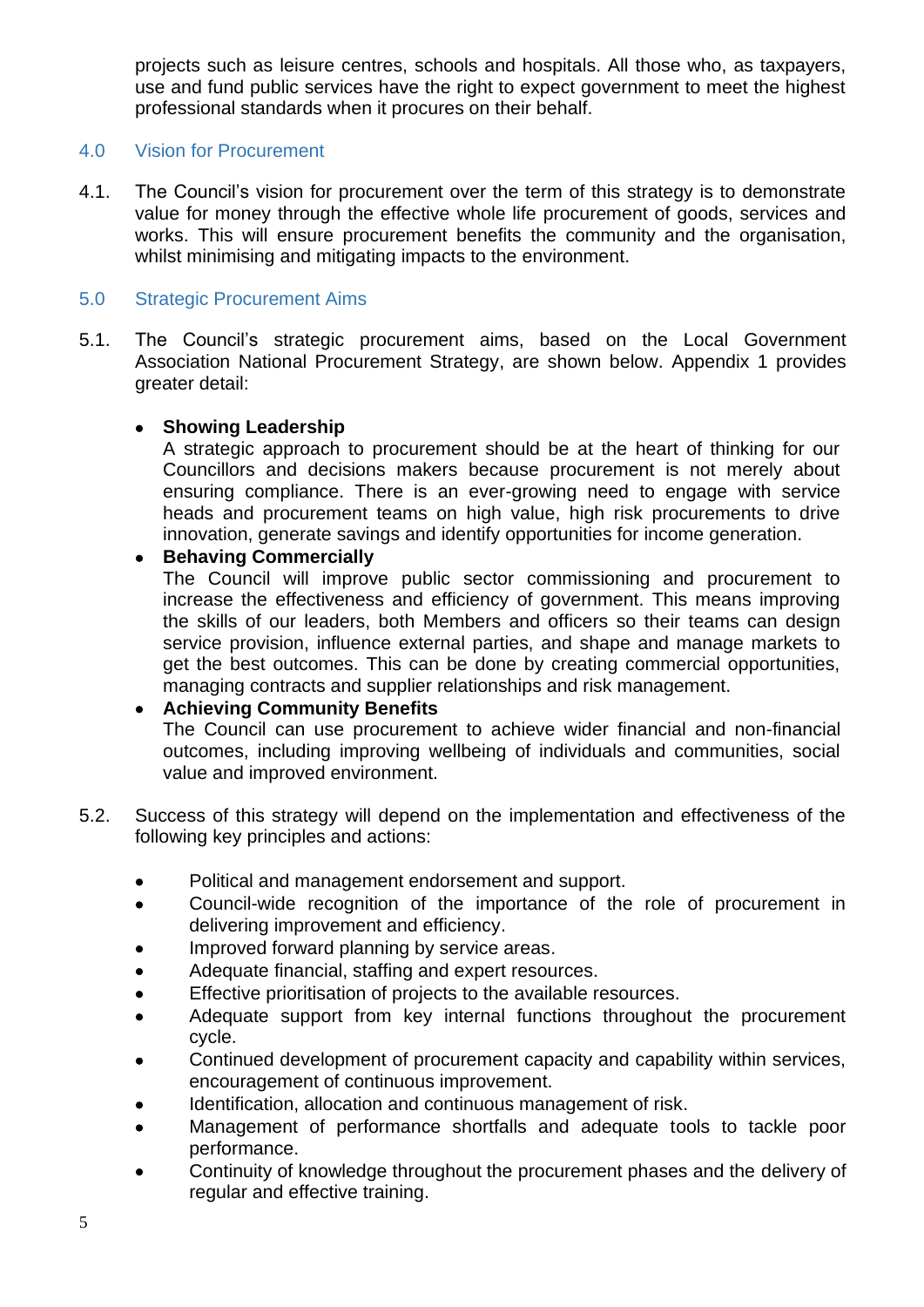projects such as leisure centres, schools and hospitals. All those who, as taxpayers, use and fund public services have the right to expect government to meet the highest professional standards when it procures on their behalf.

## 4.0 Vision for Procurement

4.1. The Council's vision for procurement over the term of this strategy is to demonstrate value for money through the effective whole life procurement of goods, services and works. This will ensure procurement benefits the community and the organisation, whilst minimising and mitigating impacts to the environment.

## 5.0 Strategic Procurement Aims

5.1. The Council's strategic procurement aims, based on the Local Government Association National Procurement Strategy, are shown below. Appendix 1 provides greater detail:

- **Showing Leadership**
  A strategic approach to procurement should be at the heart of thinking for our Councillors and decisions makers because procurement is not merely about ensuring compliance. There is an ever-growing need to engage with service heads and procurement teams on high value, high risk procurements to drive innovation, generate savings and identify opportunities for income generation.
- **Behaving Commercially**
  The Council will improve public sector commissioning and procurement to increase the effectiveness and efficiency of government. This means improving the skills of our leaders, both Members and officers so their teams can design service provision, influence external parties, and shape and manage markets to get the best outcomes. This can be done by creating commercial opportunities, managing contracts and supplier relationships and risk management.
- **Achieving Community Benefits**
  The Council can use procurement to achieve wider financial and non-financial outcomes, including improving wellbeing of individuals and communities, social value and improved environment.

5.2. Success of this strategy will depend on the implementation and effectiveness of the following key principles and actions:

- Political and management endorsement and support.
- Council-wide recognition of the importance of the role of procurement in delivering improvement and efficiency.
- Improved forward planning by service areas.
- Adequate financial, staffing and expert resources.
- Effective prioritisation of projects to the available resources.
- Adequate support from key internal functions throughout the procurement cycle.
- Continued development of procurement capacity and capability within services, encouragement of continuous improvement.
- Identification, allocation and continuous management of risk.
- Management of performance shortfalls and adequate tools to tackle poor performance.
- Continuity of knowledge throughout the procurement phases and the delivery of regular and effective training.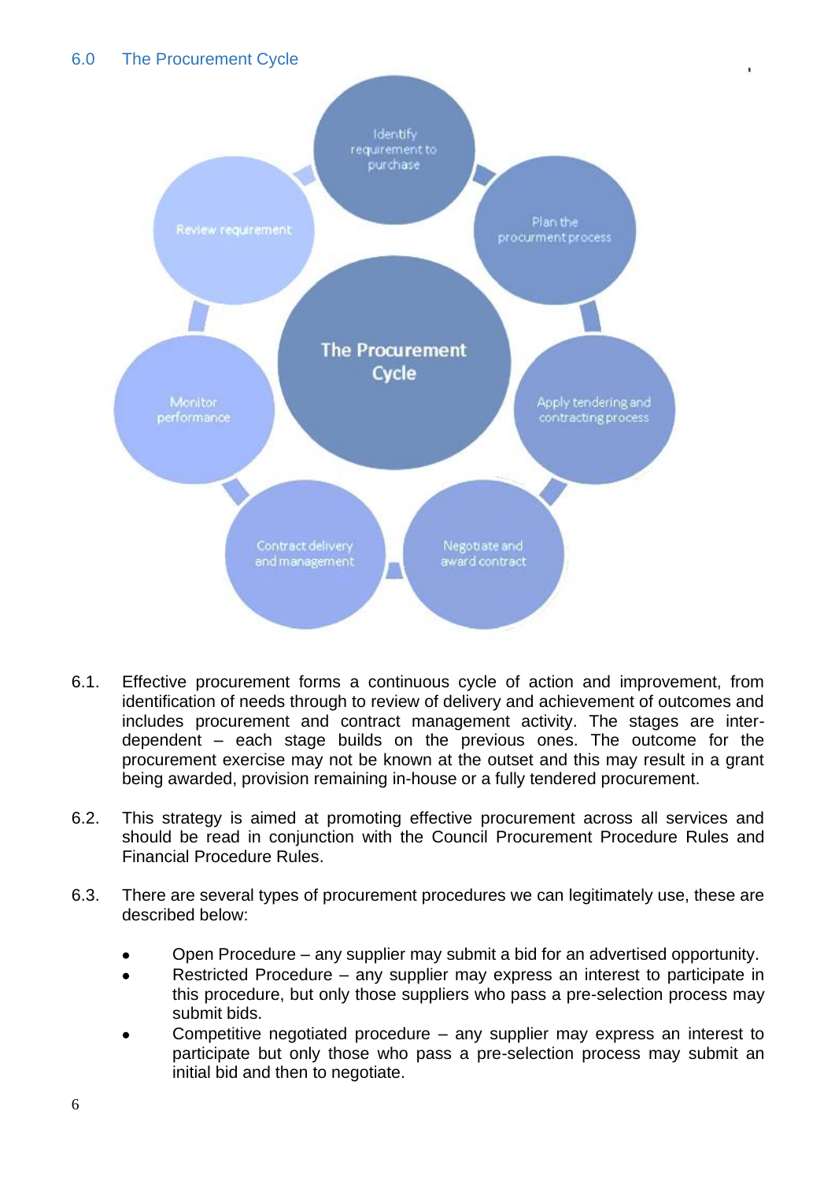## 6.0 The Procurement Cycle

The Procurement Cycle

- Identify requirement to purchase
- Plan the procurment process
- Apply tendering and contracting process
- Negotiate and award contract
- Contract delivery and management
- Monitor performance
- Review requirement

6.1. Effective procurement forms a continuous cycle of action and improvement, from identification of needs through to review of delivery and achievement of outcomes and includes procurement and contract management activity. The stages are inter-dependent – each stage builds on the previous ones. The outcome for the procurement exercise may not be known at the outset and this may result in a grant being awarded, provision remaining in-house or a fully tendered procurement.

6.2. This strategy is aimed at promoting effective procurement across all services and should be read in conjunction with the Council Procurement Procedure Rules and Financial Procedure Rules.

6.3. There are several types of procurement procedures we can legitimately use, these are described below:

- Open Procedure – any supplier may submit a bid for an advertised opportunity.
- Restricted Procedure – any supplier may express an interest to participate in this procedure, but only those suppliers who pass a pre-selection process may submit bids.
- Competitive negotiated procedure – any supplier may express an interest to participate but only those who pass a pre-selection process may submit an initial bid and then to negotiate.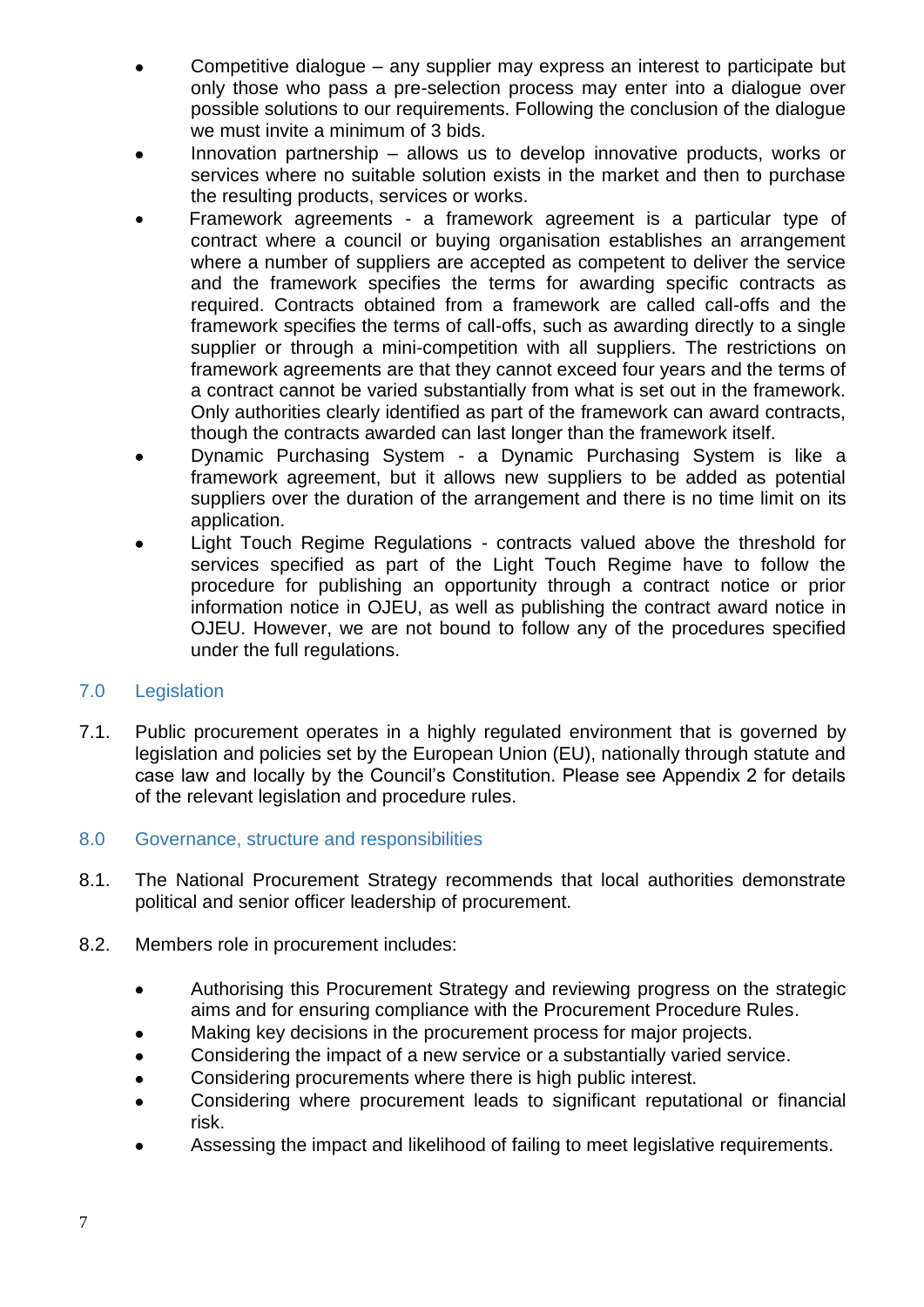- Competitive dialogue – any supplier may express an interest to participate but only those who pass a pre-selection process may enter into a dialogue over possible solutions to our requirements. Following the conclusion of the dialogue we must invite a minimum of 3 bids.
- Innovation partnership – allows us to develop innovative products, works or services where no suitable solution exists in the market and then to purchase the resulting products, services or works.
- Framework agreements - a framework agreement is a particular type of contract where a council or buying organisation establishes an arrangement where a number of suppliers are accepted as competent to deliver the service and the framework specifies the terms for awarding specific contracts as required. Contracts obtained from a framework are called call-offs and the framework specifies the terms of call-offs, such as awarding directly to a single supplier or through a mini-competition with all suppliers. The restrictions on framework agreements are that they cannot exceed four years and the terms of a contract cannot be varied substantially from what is set out in the framework. Only authorities clearly identified as part of the framework can award contracts, though the contracts awarded can last longer than the framework itself.
- Dynamic Purchasing System - a Dynamic Purchasing System is like a framework agreement, but it allows new suppliers to be added as potential suppliers over the duration of the arrangement and there is no time limit on its application.
- Light Touch Regime Regulations - contracts valued above the threshold for services specified as part of the Light Touch Regime have to follow the procedure for publishing an opportunity through a contract notice or prior information notice in OJEU, as well as publishing the contract award notice in OJEU. However, we are not bound to follow any of the procedures specified under the full regulations.

## 7.0 Legislation

7.1. Public procurement operates in a highly regulated environment that is governed by legislation and policies set by the European Union (EU), nationally through statute and case law and locally by the Council's Constitution. Please see Appendix 2 for details of the relevant legislation and procedure rules.

## 8.0 Governance, structure and responsibilities

8.1. The National Procurement Strategy recommends that local authorities demonstrate political and senior officer leadership of procurement.

8.2. Members role in procurement includes:

- Authorising this Procurement Strategy and reviewing progress on the strategic aims and for ensuring compliance with the Procurement Procedure Rules.
- Making key decisions in the procurement process for major projects.
- Considering the impact of a new service or a substantially varied service.
- Considering procurements where there is high public interest.
- Considering where procurement leads to significant reputational or financial risk.
- Assessing the impact and likelihood of failing to meet legislative requirements.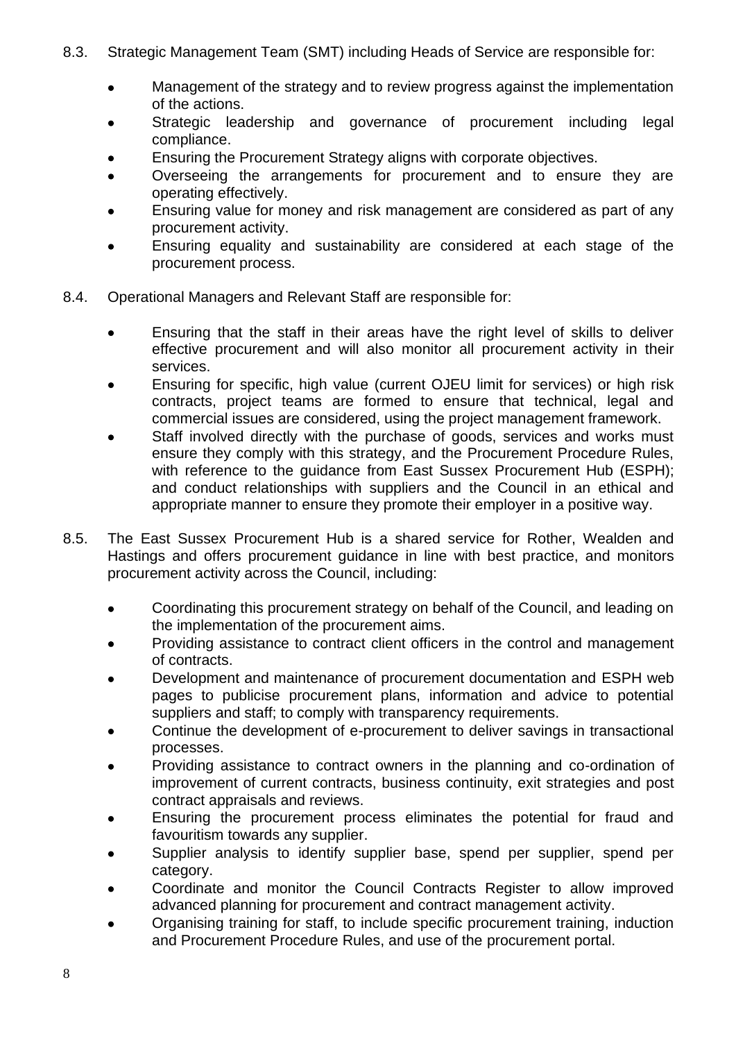8.3. Strategic Management Team (SMT) including Heads of Service are responsible for:

- Management of the strategy and to review progress against the implementation of the actions.
- Strategic leadership and governance of procurement including legal compliance.
- Ensuring the Procurement Strategy aligns with corporate objectives.
- Overseeing the arrangements for procurement and to ensure they are operating effectively.
- Ensuring value for money and risk management are considered as part of any procurement activity.
- Ensuring equality and sustainability are considered at each stage of the procurement process.

8.4. Operational Managers and Relevant Staff are responsible for:

- Ensuring that the staff in their areas have the right level of skills to deliver effective procurement and will also monitor all procurement activity in their services.
- Ensuring for specific, high value (current OJEU limit for services) or high risk contracts, project teams are formed to ensure that technical, legal and commercial issues are considered, using the project management framework.
- Staff involved directly with the purchase of goods, services and works must ensure they comply with this strategy, and the Procurement Procedure Rules, with reference to the guidance from East Sussex Procurement Hub (ESPH); and conduct relationships with suppliers and the Council in an ethical and appropriate manner to ensure they promote their employer in a positive way.

8.5. The East Sussex Procurement Hub is a shared service for Rother, Wealden and Hastings and offers procurement guidance in line with best practice, and monitors procurement activity across the Council, including:

- Coordinating this procurement strategy on behalf of the Council, and leading on the implementation of the procurement aims.
- Providing assistance to contract client officers in the control and management of contracts.
- Development and maintenance of procurement documentation and ESPH web pages to publicise procurement plans, information and advice to potential suppliers and staff; to comply with transparency requirements.
- Continue the development of e-procurement to deliver savings in transactional processes.
- Providing assistance to contract owners in the planning and co-ordination of improvement of current contracts, business continuity, exit strategies and post contract appraisals and reviews.
- Ensuring the procurement process eliminates the potential for fraud and favouritism towards any supplier.
- Supplier analysis to identify supplier base, spend per supplier, spend per category.
- Coordinate and monitor the Council Contracts Register to allow improved advanced planning for procurement and contract management activity.
- Organising training for staff, to include specific procurement training, induction and Procurement Procedure Rules, and use of the procurement portal.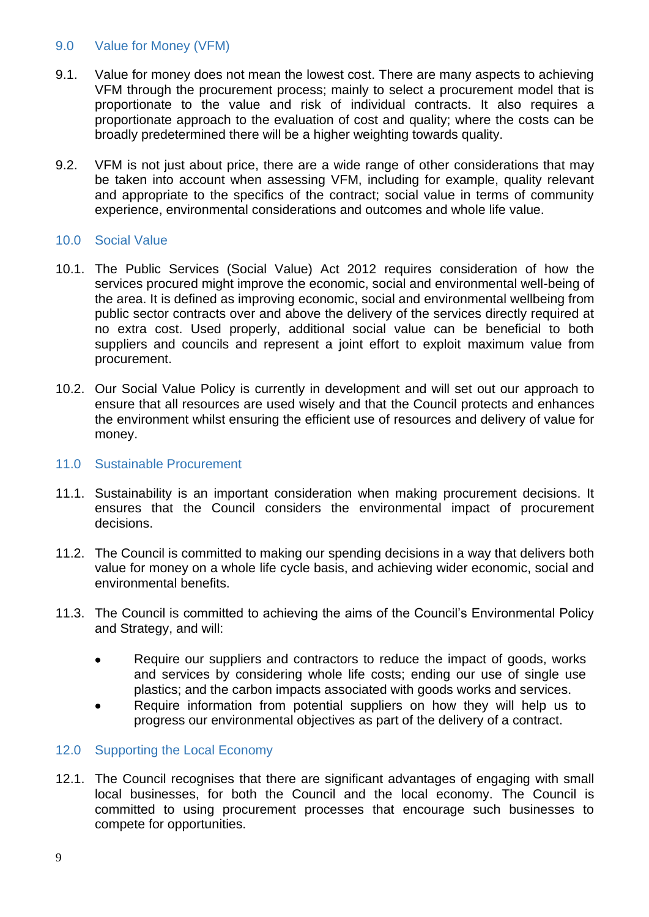## 9.0 Value for Money (VFM)

9.1. Value for money does not mean the lowest cost. There are many aspects to achieving VFM through the procurement process; mainly to select a procurement model that is proportionate to the value and risk of individual contracts. It also requires a proportionate approach to the evaluation of cost and quality; where the costs can be broadly predetermined there will be a higher weighting towards quality.

9.2. VFM is not just about price, there are a wide range of other considerations that may be taken into account when assessing VFM, including for example, quality relevant and appropriate to the specifics of the contract; social value in terms of community experience, environmental considerations and outcomes and whole life value.

## 10.0 Social Value

10.1. The Public Services (Social Value) Act 2012 requires consideration of how the services procured might improve the economic, social and environmental well-being of the area. It is defined as improving economic, social and environmental wellbeing from public sector contracts over and above the delivery of the services directly required at no extra cost. Used properly, additional social value can be beneficial to both suppliers and councils and represent a joint effort to exploit maximum value from procurement.

10.2. Our Social Value Policy is currently in development and will set out our approach to ensure that all resources are used wisely and that the Council protects and enhances the environment whilst ensuring the efficient use of resources and delivery of value for money.

## 11.0 Sustainable Procurement

11.1. Sustainability is an important consideration when making procurement decisions. It ensures that the Council considers the environmental impact of procurement decisions.

11.2. The Council is committed to making our spending decisions in a way that delivers both value for money on a whole life cycle basis, and achieving wider economic, social and environmental benefits.

11.3. The Council is committed to achieving the aims of the Council's Environmental Policy and Strategy, and will:

- Require our suppliers and contractors to reduce the impact of goods, works and services by considering whole life costs; ending our use of single use plastics; and the carbon impacts associated with goods works and services.
- Require information from potential suppliers on how they will help us to progress our environmental objectives as part of the delivery of a contract.

## 12.0 Supporting the Local Economy

12.1. The Council recognises that there are significant advantages of engaging with small local businesses, for both the Council and the local economy. The Council is committed to using procurement processes that encourage such businesses to compete for opportunities.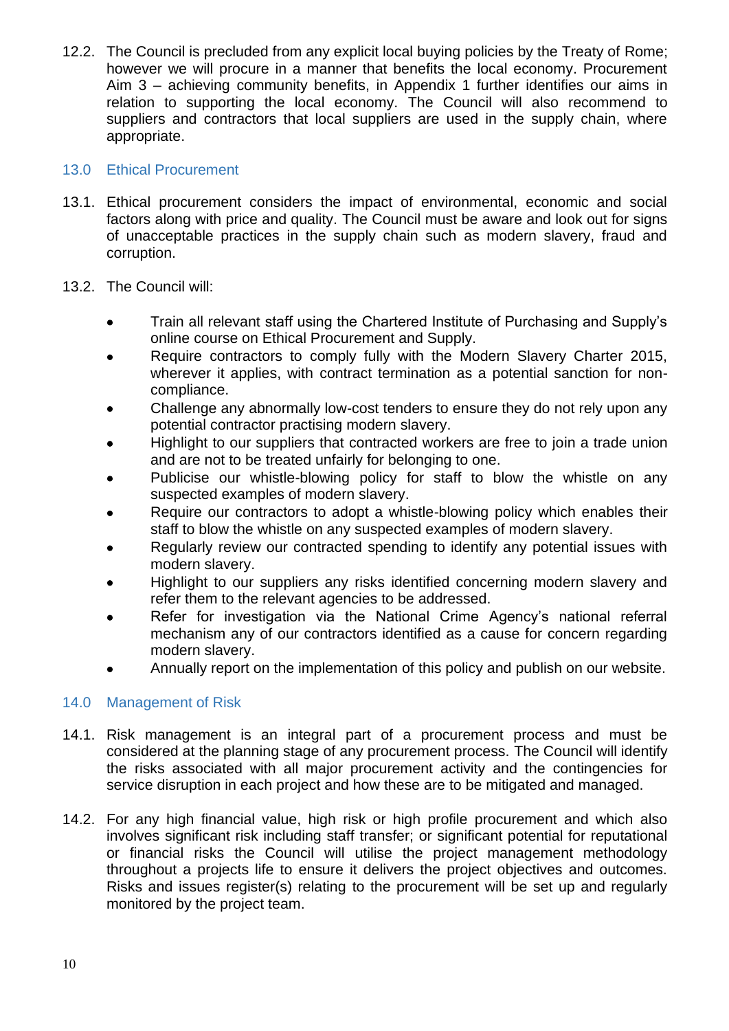12.2. The Council is precluded from any explicit local buying policies by the Treaty of Rome; however we will procure in a manner that benefits the local economy. Procurement Aim 3 – achieving community benefits, in Appendix 1 further identifies our aims in relation to supporting the local economy. The Council will also recommend to suppliers and contractors that local suppliers are used in the supply chain, where appropriate.

## 13.0 Ethical Procurement

13.1. Ethical procurement considers the impact of environmental, economic and social factors along with price and quality. The Council must be aware and look out for signs of unacceptable practices in the supply chain such as modern slavery, fraud and corruption.

13.2. The Council will:

- Train all relevant staff using the Chartered Institute of Purchasing and Supply's online course on Ethical Procurement and Supply.
- Require contractors to comply fully with the Modern Slavery Charter 2015, wherever it applies, with contract termination as a potential sanction for non-compliance.
- Challenge any abnormally low-cost tenders to ensure they do not rely upon any potential contractor practising modern slavery.
- Highlight to our suppliers that contracted workers are free to join a trade union and are not to be treated unfairly for belonging to one.
- Publicise our whistle-blowing policy for staff to blow the whistle on any suspected examples of modern slavery.
- Require our contractors to adopt a whistle-blowing policy which enables their staff to blow the whistle on any suspected examples of modern slavery.
- Regularly review our contracted spending to identify any potential issues with modern slavery.
- Highlight to our suppliers any risks identified concerning modern slavery and refer them to the relevant agencies to be addressed.
- Refer for investigation via the National Crime Agency's national referral mechanism any of our contractors identified as a cause for concern regarding modern slavery.
- Annually report on the implementation of this policy and publish on our website.

## 14.0 Management of Risk

14.1. Risk management is an integral part of a procurement process and must be considered at the planning stage of any procurement process. The Council will identify the risks associated with all major procurement activity and the contingencies for service disruption in each project and how these are to be mitigated and managed.

14.2. For any high financial value, high risk or high profile procurement and which also involves significant risk including staff transfer; or significant potential for reputational or financial risks the Council will utilise the project management methodology throughout a projects life to ensure it delivers the project objectives and outcomes. Risks and issues register(s) relating to the procurement will be set up and regularly monitored by the project team.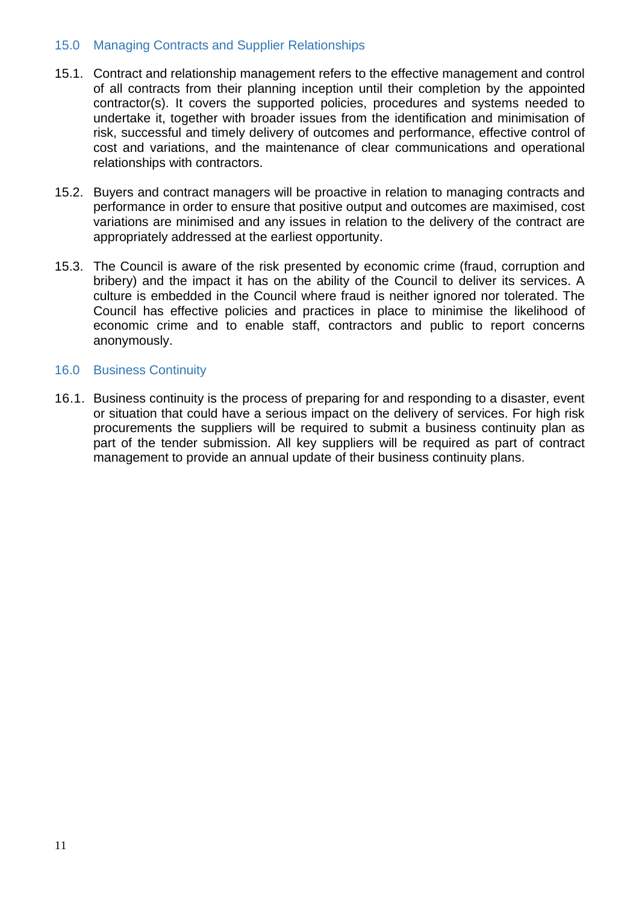## 15.0 Managing Contracts and Supplier Relationships

15.1. Contract and relationship management refers to the effective management and control of all contracts from their planning inception until their completion by the appointed contractor(s). It covers the supported policies, procedures and systems needed to undertake it, together with broader issues from the identification and minimisation of risk, successful and timely delivery of outcomes and performance, effective control of cost and variations, and the maintenance of clear communications and operational relationships with contractors.

15.2. Buyers and contract managers will be proactive in relation to managing contracts and performance in order to ensure that positive output and outcomes are maximised, cost variations are minimised and any issues in relation to the delivery of the contract are appropriately addressed at the earliest opportunity.

15.3. The Council is aware of the risk presented by economic crime (fraud, corruption and bribery) and the impact it has on the ability of the Council to deliver its services. A culture is embedded in the Council where fraud is neither ignored nor tolerated. The Council has effective policies and practices in place to minimise the likelihood of economic crime and to enable staff, contractors and public to report concerns anonymously.

## 16.0 Business Continuity

16.1. Business continuity is the process of preparing for and responding to a disaster, event or situation that could have a serious impact on the delivery of services. For high risk procurements the suppliers will be required to submit a business continuity plan as part of the tender submission. All key suppliers will be required as part of contract management to provide an annual update of their business continuity plans.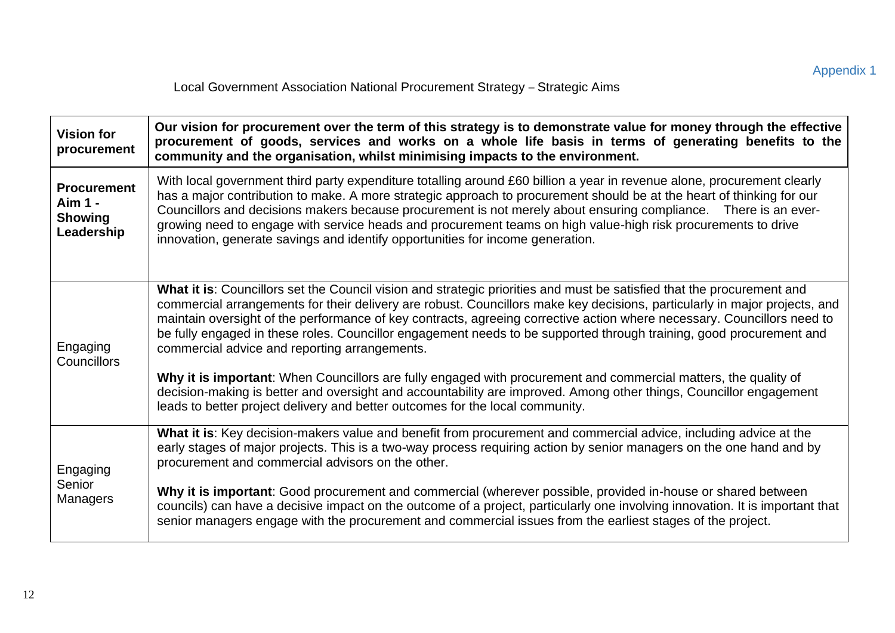Appendix 1

Local Government Association National Procurement Strategy – Strategic Aims

| **Vision for procurement** | **Our vision for procurement over the term of this strategy is to demonstrate value for money through the effective procurement of goods, services and works on a whole life basis in terms of generating benefits to the community and the organisation, whilst minimising impacts to the environment.** |
|---|---|
| **Procurement Aim 1 - Showing Leadership** | With local government third party expenditure totalling around £60 billion a year in revenue alone, procurement clearly has a major contribution to make. A more strategic approach to procurement should be at the heart of thinking for our Councillors and decisions makers because procurement is not merely about ensuring compliance. There is an ever-growing need to engage with service heads and procurement teams on high value-high risk procurements to drive innovation, generate savings and identify opportunities for income generation. |
| Engaging Councillors | **What it is**: Councillors set the Council vision and strategic priorities and must be satisfied that the procurement and commercial arrangements for their delivery are robust. Councillors make key decisions, particularly in major projects, and maintain oversight of the performance of key contracts, agreeing corrective action where necessary. Councillors need to be fully engaged in these roles. Councillor engagement needs to be supported through training, good procurement and commercial advice and reporting arrangements.<br><br>**Why it is important**: When Councillors are fully engaged with procurement and commercial matters, the quality of decision-making is better and oversight and accountability are improved. Among other things, Councillor engagement leads to better project delivery and better outcomes for the local community. |
| Engaging Senior Managers | **What it is**: Key decision-makers value and benefit from procurement and commercial advice, including advice at the early stages of major projects. This is a two-way process requiring action by senior managers on the one hand and by procurement and commercial advisors on the other.<br><br>**Why it is important**: Good procurement and commercial (wherever possible, provided in-house or shared between councils) can have a decisive impact on the outcome of a project, particularly one involving innovation. It is important that senior managers engage with the procurement and commercial issues from the earliest stages of the project. |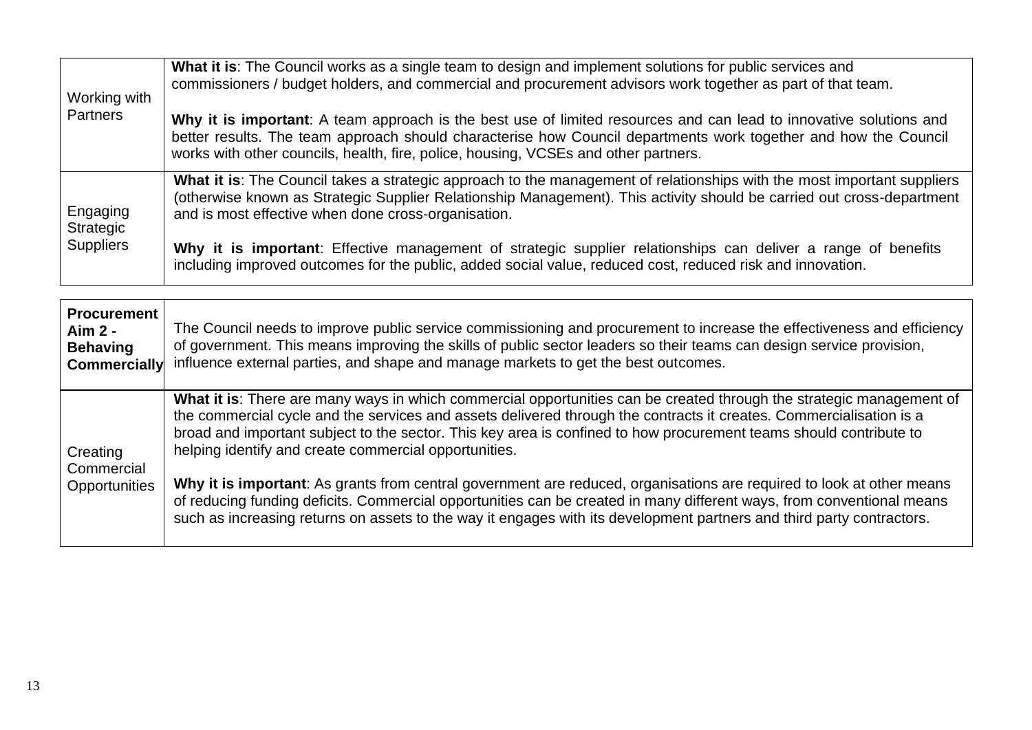| | |
|---|---|
| Working with Partners | **What it is**: The Council works as a single team to design and implement solutions for public services and commissioners / budget holders, and commercial and procurement advisors work together as part of that team.<br><br>**Why it is important**: A team approach is the best use of limited resources and can lead to innovative solutions and better results. The team approach should characterise how Council departments work together and how the Council works with other councils, health, fire, police, housing, VCSEs and other partners. |
| Engaging Strategic Suppliers | **What it is**: The Council takes a strategic approach to the management of relationships with the most important suppliers (otherwise known as Strategic Supplier Relationship Management). This activity should be carried out cross-department and is most effective when done cross-organisation.<br><br>**Why it is important**: Effective management of strategic supplier relationships can deliver a range of benefits including improved outcomes for the public, added social value, reduced cost, reduced risk and innovation. |

| **Procurement Aim 2 - Behaving Commercially** | The Council needs to improve public service commissioning and procurement to increase the effectiveness and efficiency of government. This means improving the skills of public sector leaders so their teams can design service provision, influence external parties, and shape and manage markets to get the best outcomes. |
|---|---|
| Creating Commercial Opportunities | **What it is**: There are many ways in which commercial opportunities can be created through the strategic management of the commercial cycle and the services and assets delivered through the contracts it creates. Commercialisation is a broad and important subject to the sector. This key area is confined to how procurement teams should contribute to helping identify and create commercial opportunities.<br><br>**Why it is important**: As grants from central government are reduced, organisations are required to look at other means of reducing funding deficits. Commercial opportunities can be created in many different ways, from conventional means such as increasing returns on assets to the way it engages with its development partners and third party contractors. |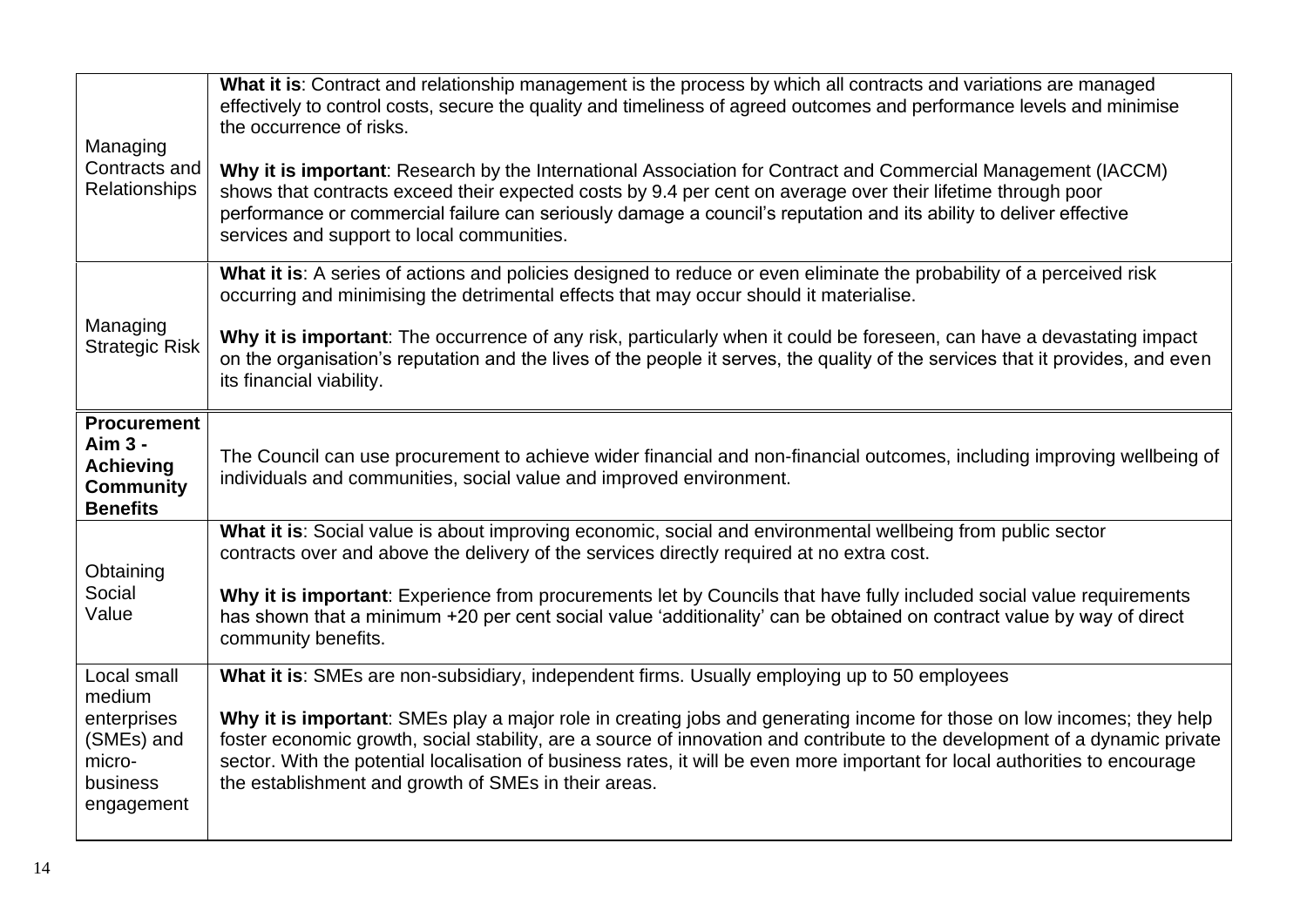| | |
|---|---|
| Managing Contracts and Relationships | **What it is**: Contract and relationship management is the process by which all contracts and variations are managed effectively to control costs, secure the quality and timeliness of agreed outcomes and performance levels and minimise the occurrence of risks.<br><br>**Why it is important**: Research by the International Association for Contract and Commercial Management (IACCM) shows that contracts exceed their expected costs by 9.4 per cent on average over their lifetime through poor performance or commercial failure can seriously damage a council's reputation and its ability to deliver effective services and support to local communities. |
| Managing Strategic Risk | **What it is**: A series of actions and policies designed to reduce or even eliminate the probability of a perceived risk occurring and minimising the detrimental effects that may occur should it materialise.<br><br>**Why it is important**: The occurrence of any risk, particularly when it could be foreseen, can have a devastating impact on the organisation's reputation and the lives of the people it serves, the quality of the services that it provides, and even its financial viability. |
| **Procurement Aim 3 - Achieving Community Benefits** | The Council can use procurement to achieve wider financial and non-financial outcomes, including improving wellbeing of individuals and communities, social value and improved environment. |
| Obtaining Social Value | **What it is**: Social value is about improving economic, social and environmental wellbeing from public sector contracts over and above the delivery of the services directly required at no extra cost.<br><br>**Why it is important**: Experience from procurements let by Councils that have fully included social value requirements has shown that a minimum +20 per cent social value 'additionality' can be obtained on contract value by way of direct community benefits. |
| Local small medium enterprises (SMEs) and micro-business engagement | **What it is**: SMEs are non-subsidiary, independent firms. Usually employing up to 50 employees<br><br>**Why it is important**: SMEs play a major role in creating jobs and generating income for those on low incomes; they help foster economic growth, social stability, are a source of innovation and contribute to the development of a dynamic private sector. With the potential localisation of business rates, it will be even more important for local authorities to encourage the establishment and growth of SMEs in their areas. |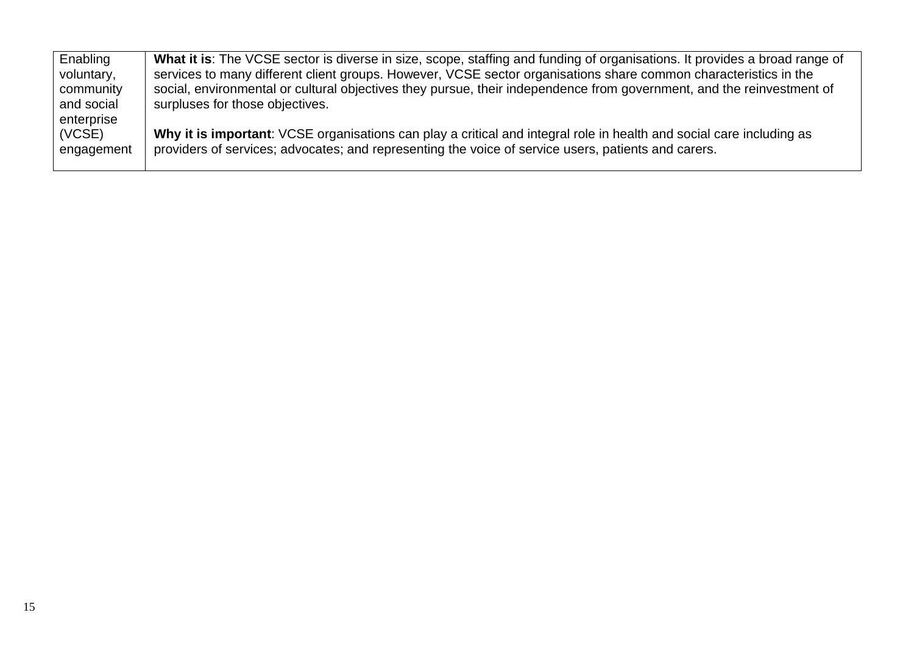| | |
|---|---|
| Enabling voluntary, community and social enterprise (VCSE) engagement | **What it is**: The VCSE sector is diverse in size, scope, staffing and funding of organisations. It provides a broad range of services to many different client groups. However, VCSE sector organisations share common characteristics in the social, environmental or cultural objectives they pursue, their independence from government, and the reinvestment of surpluses for those objectives.<br><br>**Why it is important**: VCSE organisations can play a critical and integral role in health and social care including as providers of services; advocates; and representing the voice of service users, patients and carers. |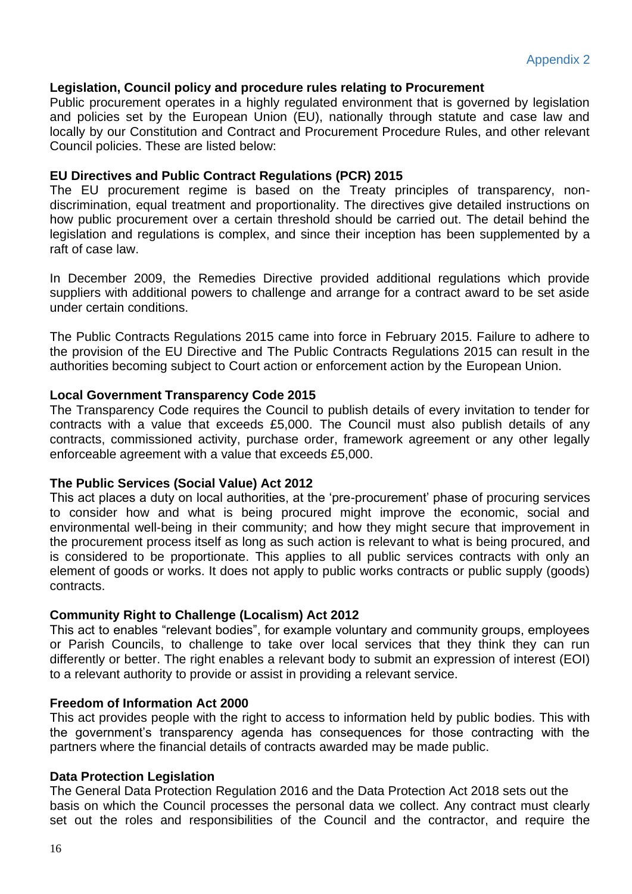Appendix 2

**Legislation, Council policy and procedure rules relating to Procurement**

Public procurement operates in a highly regulated environment that is governed by legislation and policies set by the European Union (EU), nationally through statute and case law and locally by our Constitution and Contract and Procurement Procedure Rules, and other relevant Council policies. These are listed below:

**EU Directives and Public Contract Regulations (PCR) 2015**

The EU procurement regime is based on the Treaty principles of transparency, non-discrimination, equal treatment and proportionality. The directives give detailed instructions on how public procurement over a certain threshold should be carried out. The detail behind the legislation and regulations is complex, and since their inception has been supplemented by a raft of case law.

In December 2009, the Remedies Directive provided additional regulations which provide suppliers with additional powers to challenge and arrange for a contract award to be set aside under certain conditions.

The Public Contracts Regulations 2015 came into force in February 2015. Failure to adhere to the provision of the EU Directive and The Public Contracts Regulations 2015 can result in the authorities becoming subject to Court action or enforcement action by the European Union.

**Local Government Transparency Code 2015**

The Transparency Code requires the Council to publish details of every invitation to tender for contracts with a value that exceeds £5,000. The Council must also publish details of any contracts, commissioned activity, purchase order, framework agreement or any other legally enforceable agreement with a value that exceeds £5,000.

**The Public Services (Social Value) Act 2012**

This act places a duty on local authorities, at the 'pre-procurement' phase of procuring services to consider how and what is being procured might improve the economic, social and environmental well-being in their community; and how they might secure that improvement in the procurement process itself as long as such action is relevant to what is being procured, and is considered to be proportionate. This applies to all public services contracts with only an element of goods or works. It does not apply to public works contracts or public supply (goods) contracts.

**Community Right to Challenge (Localism) Act 2012**

This act to enables "relevant bodies", for example voluntary and community groups, employees or Parish Councils, to challenge to take over local services that they think they can run differently or better. The right enables a relevant body to submit an expression of interest (EOI) to a relevant authority to provide or assist in providing a relevant service.

**Freedom of Information Act 2000**

This act provides people with the right to access to information held by public bodies. This with the government's transparency agenda has consequences for those contracting with the partners where the financial details of contracts awarded may be made public.

**Data Protection Legislation**

The General Data Protection Regulation 2016 and the Data Protection Act 2018 sets out the basis on which the Council processes the personal data we collect. Any contract must clearly set out the roles and responsibilities of the Council and the contractor, and require the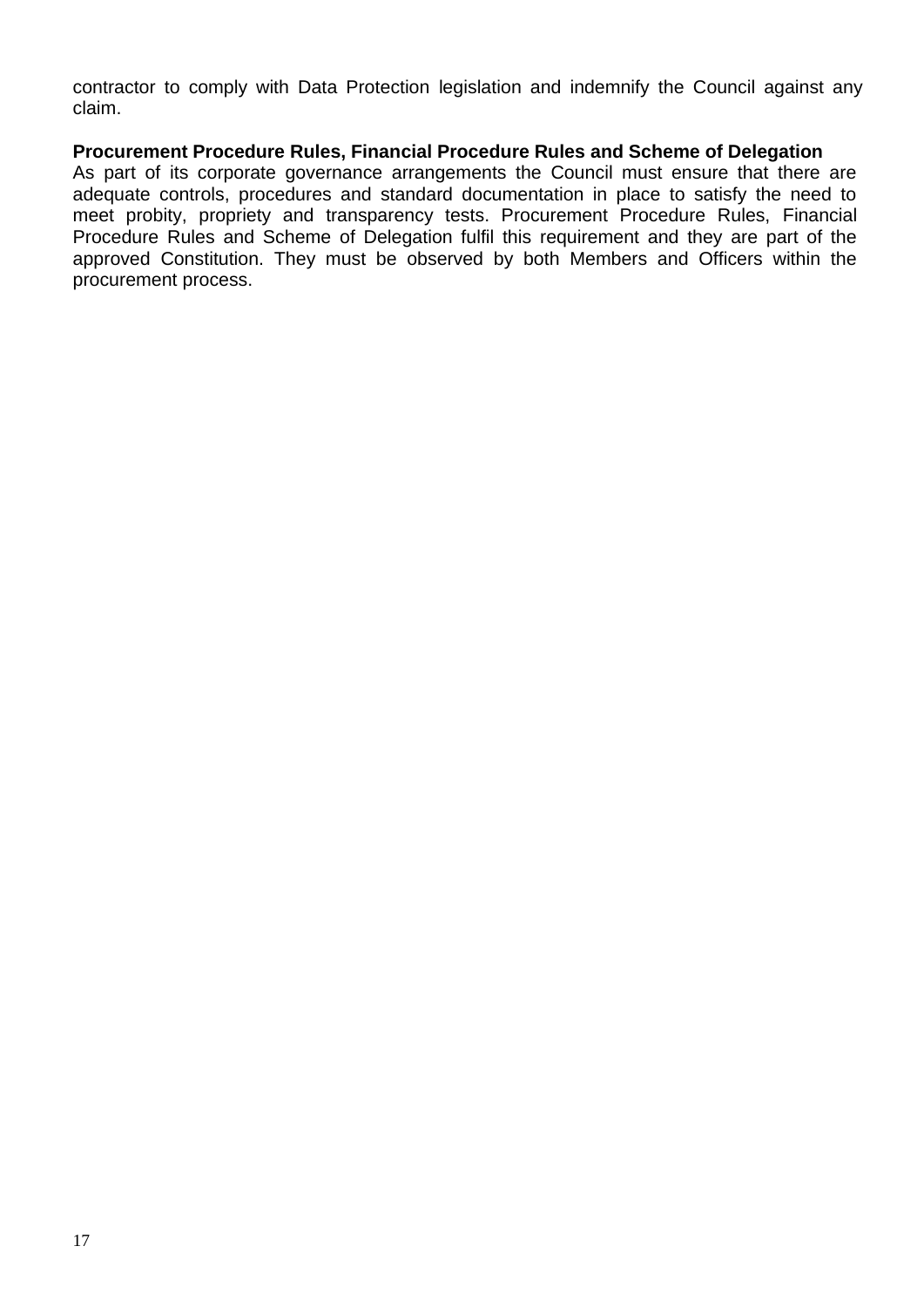contractor to comply with Data Protection legislation and indemnify the Council against any claim.

**Procurement Procedure Rules, Financial Procedure Rules and Scheme of Delegation**

As part of its corporate governance arrangements the Council must ensure that there are adequate controls, procedures and standard documentation in place to satisfy the need to meet probity, propriety and transparency tests. Procurement Procedure Rules, Financial Procedure Rules and Scheme of Delegation fulfil this requirement and they are part of the approved Constitution. They must be observed by both Members and Officers within the procurement process.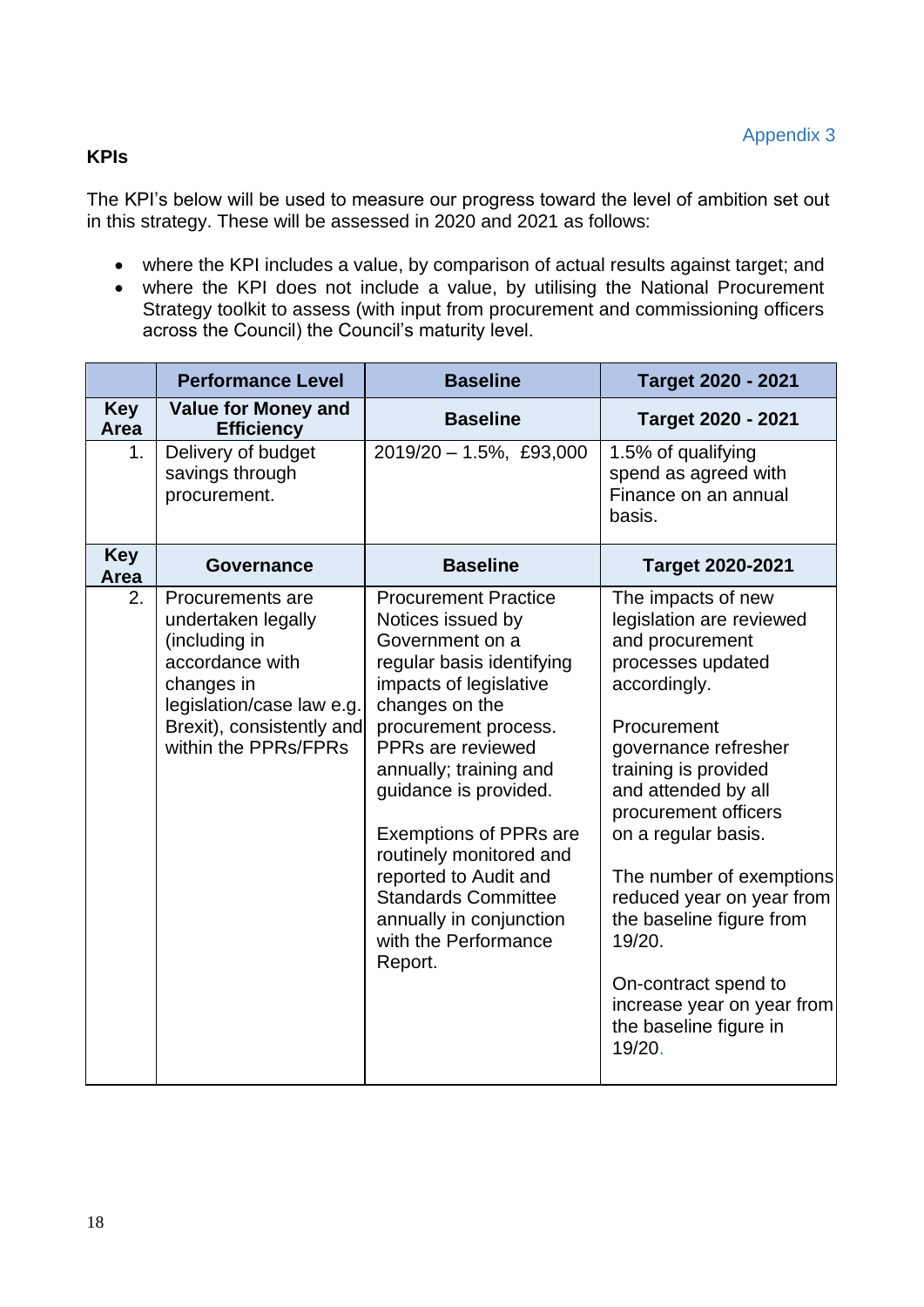Appendix 3

**KPIs**

The KPI's below will be used to measure our progress toward the level of ambition set out in this strategy. These will be assessed in 2020 and 2021 as follows:

- where the KPI includes a value, by comparison of actual results against target; and
- where the KPI does not include a value, by utilising the National Procurement Strategy toolkit to assess (with input from procurement and commissioning officers across the Council) the Council's maturity level.

| | **Performance Level** | **Baseline** | **Target 2020 - 2021** |
|---|---|---|---|
| **Key Area** | **Value for Money and Efficiency** | **Baseline** | **Target 2020 - 2021** |
| 1. | Delivery of budget savings through procurement. | 2019/20 – 1.5%, £93,000 | 1.5% of qualifying spend as agreed with Finance on an annual basis. |
| **Key Area** | **Governance** | **Baseline** | **Target 2020-2021** |
| 2. | Procurements are undertaken legally (including in accordance with changes in legislation/case law e.g. Brexit), consistently and within the PPRs/FPRs | Procurement Practice Notices issued by Government on a regular basis identifying impacts of legislative changes on the procurement process. PPRs are reviewed annually; training and guidance is provided.<br><br>Exemptions of PPRs are routinely monitored and reported to Audit and Standards Committee annually in conjunction with the Performance Report. | The impacts of new legislation are reviewed and procurement processes updated accordingly.<br><br>Procurement governance refresher training is provided and attended by all procurement officers on a regular basis.<br><br>The number of exemptions reduced year on year from the baseline figure from 19/20.<br><br>On-contract spend to increase year on year from the baseline figure in 19/20. |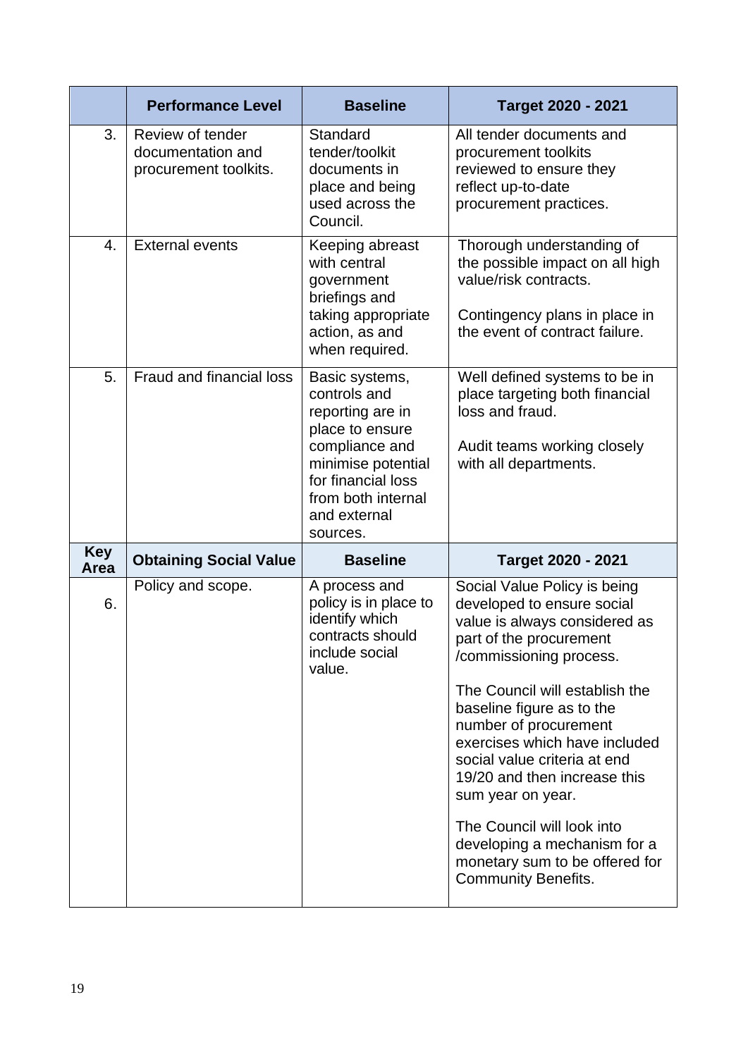| | Performance Level | Baseline | Target 2020 - 2021 |
|---|---|---|---|
| 3. | Review of tender documentation and procurement toolkits. | Standard tender/toolkit documents in place and being used across the Council. | All tender documents and procurement toolkits reviewed to ensure they reflect up-to-date procurement practices. |
| 4. | External events | Keeping abreast with central government briefings and taking appropriate action, as and when required. | Thorough understanding of the possible impact on all high value/risk contracts.<br><br>Contingency plans in place in the event of contract failure. |
| 5. | Fraud and financial loss | Basic systems, controls and reporting are in place to ensure compliance and minimise potential for financial loss from both internal and external sources. | Well defined systems to be in place targeting both financial loss and fraud.<br><br>Audit teams working closely with all departments. |
| **Key Area** | **Obtaining Social Value** | **Baseline** | **Target 2020 - 2021** |
| 6. | Policy and scope. | A process and policy is in place to identify which contracts should include social value. | Social Value Policy is being developed to ensure social value is always considered as part of the procurement /commissioning process.<br><br>The Council will establish the baseline figure as to the number of procurement exercises which have included social value criteria at end 19/20 and then increase this sum year on year.<br><br>The Council will look into developing a mechanism for a monetary sum to be offered for Community Benefits. |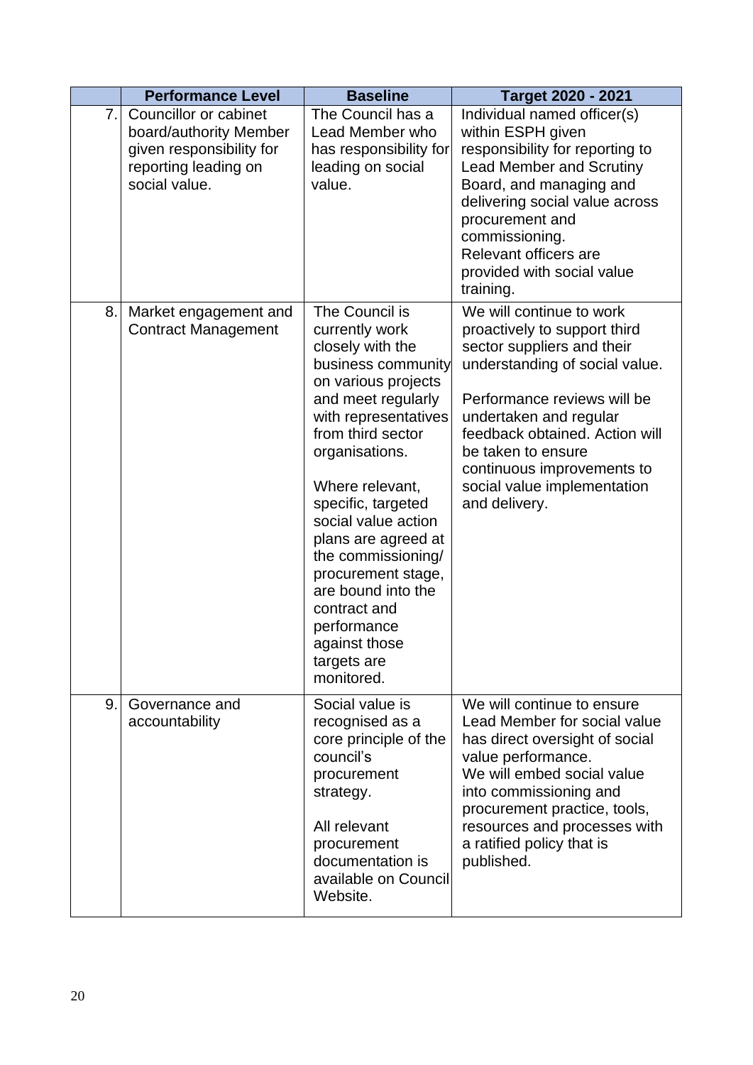| | Performance Level | Baseline | Target 2020 - 2021 |
|---|---|---|---|
| 7. | Councillor or cabinet board/authority Member given responsibility for reporting leading on social value. | The Council has a Lead Member who has responsibility for leading on social value. | Individual named officer(s) within ESPH given responsibility for reporting to Lead Member and Scrutiny Board, and managing and delivering social value across procurement and commissioning.<br>Relevant officers are provided with social value training. |
| 8. | Market engagement and Contract Management | The Council is currently work closely with the business community on various projects and meet regularly with representatives from third sector organisations.<br><br>Where relevant, specific, targeted social value action plans are agreed at the commissioning/ procurement stage, are bound into the contract and performance against those targets are monitored. | We will continue to work proactively to support third sector suppliers and their understanding of social value.<br><br>Performance reviews will be undertaken and regular feedback obtained. Action will be taken to ensure continuous improvements to social value implementation and delivery. |
| 9. | Governance and accountability | Social value is recognised as a core principle of the council's procurement strategy.<br><br>All relevant procurement documentation is available on Council Website. | We will continue to ensure Lead Member for social value has direct oversight of social value performance.<br>We will embed social value into commissioning and procurement practice, tools, resources and processes with a ratified policy that is published. |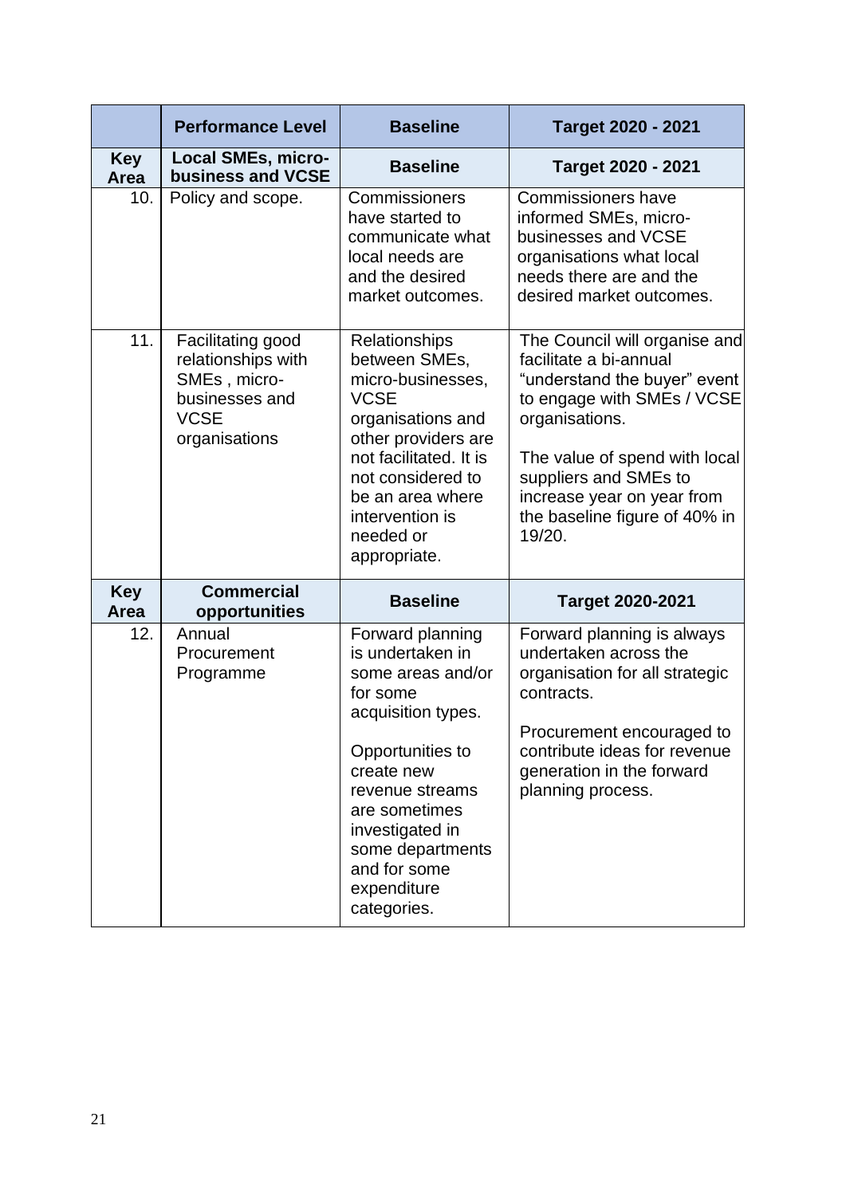| | Performance Level | Baseline | Target 2020 - 2021 |
|---|---|---|---|
| **Key Area** | **Local SMEs, micro-business and VCSE** | **Baseline** | **Target 2020 - 2021** |
| 10. | Policy and scope. | Commissioners have started to communicate what local needs are and the desired market outcomes. | Commissioners have informed SMEs, micro-businesses and VCSE organisations what local needs there are and the desired market outcomes. |
| 11. | Facilitating good relationships with SMEs , micro-businesses and VCSE organisations | Relationships between SMEs, micro-businesses, VCSE organisations and other providers are not facilitated. It is not considered to be an area where intervention is needed or appropriate. | The Council will organise and facilitate a bi-annual "understand the buyer" event to engage with SMEs / VCSE organisations.<br><br>The value of spend with local suppliers and SMEs to increase year on year from the baseline figure of 40% in 19/20. |
| **Key Area** | **Commercial opportunities** | **Baseline** | **Target 2020-2021** |
| 12. | Annual Procurement Programme | Forward planning is undertaken in some areas and/or for some acquisition types.<br><br>Opportunities to create new revenue streams are sometimes investigated in some departments and for some expenditure categories. | Forward planning is always undertaken across the organisation for all strategic contracts.<br><br>Procurement encouraged to contribute ideas for revenue generation in the forward planning process. |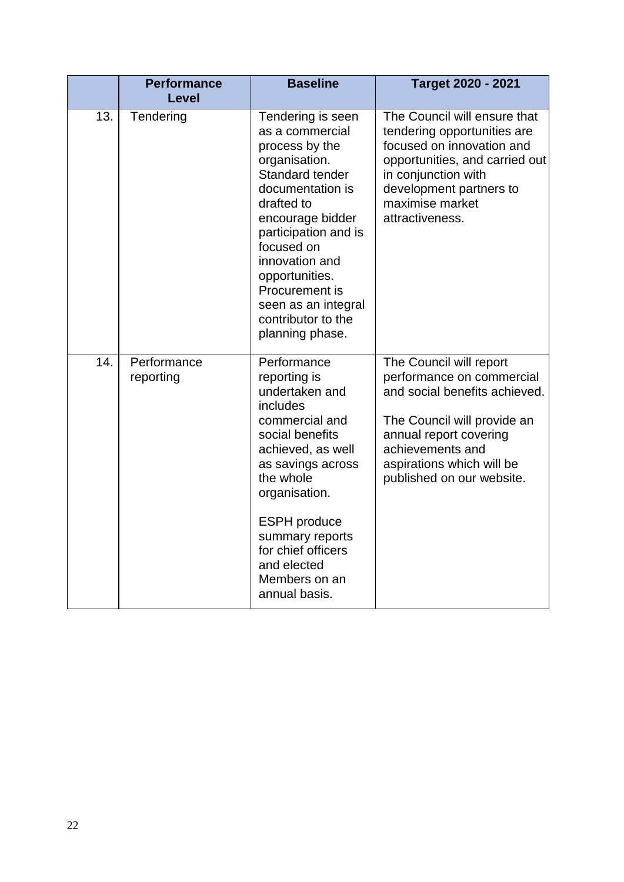| | Performance Level | Baseline | Target 2020 - 2021 |
|---|---|---|---|
| 13. | Tendering | Tendering is seen as a commercial process by the organisation. Standard tender documentation is drafted to encourage bidder participation and is focused on innovation and opportunities. Procurement is seen as an integral contributor to the planning phase. | The Council will ensure that tendering opportunities are focused on innovation and opportunities, and carried out in conjunction with development partners to maximise market attractiveness. |
| 14. | Performance reporting | Performance reporting is undertaken and includes commercial and social benefits achieved, as well as savings across the whole organisation.<br><br>ESPH produce summary reports for chief officers and elected Members on an annual basis. | The Council will report performance on commercial and social benefits achieved.<br><br>The Council will provide an annual report covering achievements and aspirations which will be published on our website. |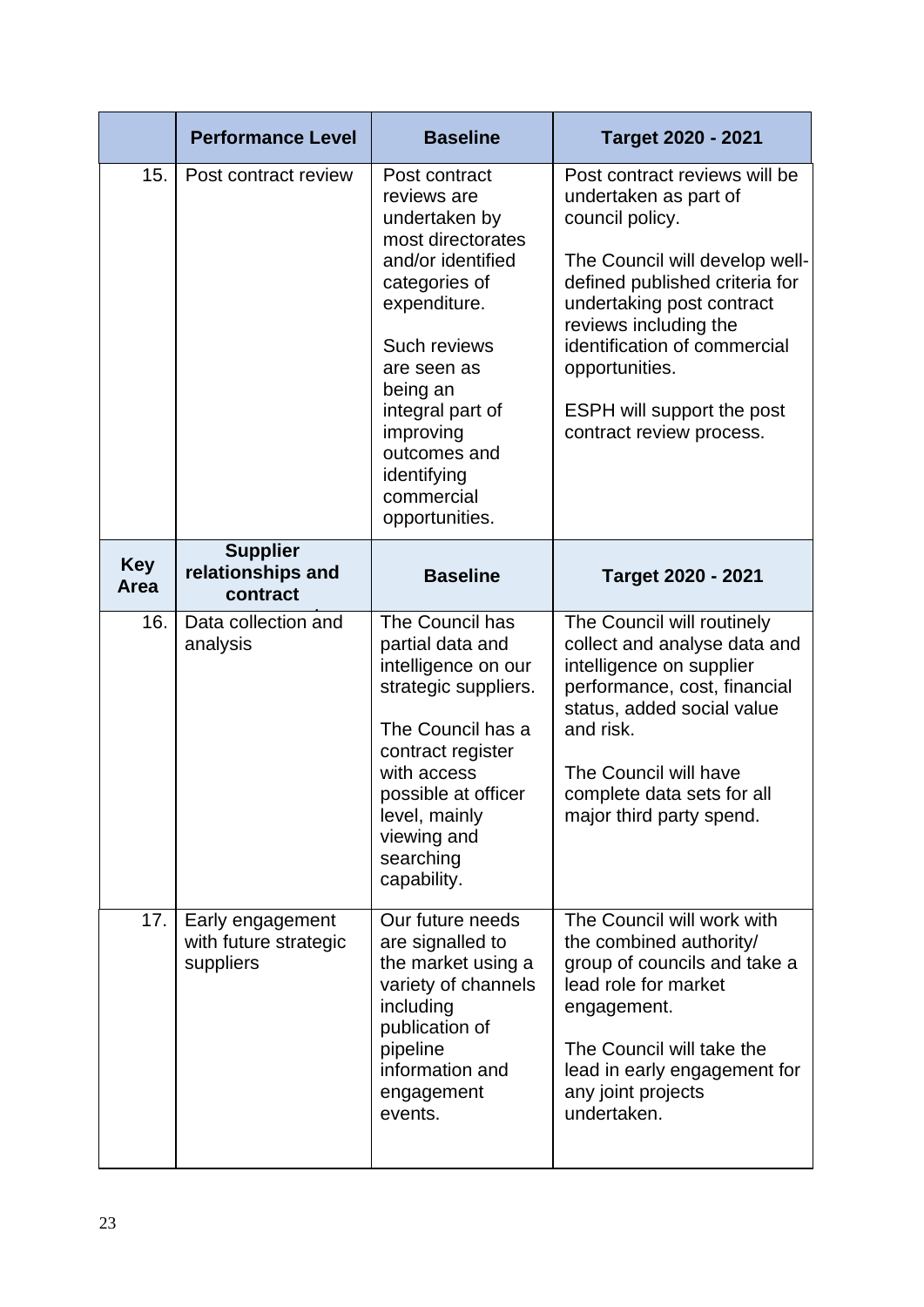| | Performance Level | Baseline | Target 2020 - 2021 |
|---|---|---|---|
| 15. | Post contract review | Post contract reviews are undertaken by most directorates and/or identified categories of expenditure.<br><br>Such reviews are seen as being an integral part of improving outcomes and identifying commercial opportunities. | Post contract reviews will be undertaken as part of council policy.<br><br>The Council will develop well-defined published criteria for undertaking post contract reviews including the identification of commercial opportunities.<br><br>ESPH will support the post contract review process. |
| **Key Area** | **Supplier relationships and contract** | **Baseline** | **Target 2020 - 2021** |
| 16. | Data collection and analysis | The Council has partial data and intelligence on our strategic suppliers.<br><br>The Council has a contract register with access possible at officer level, mainly viewing and searching capability. | The Council will routinely collect and analyse data and intelligence on supplier performance, cost, financial status, added social value and risk.<br><br>The Council will have complete data sets for all major third party spend. |
| 17. | Early engagement with future strategic suppliers | Our future needs are signalled to the market using a variety of channels including publication of pipeline information and engagement events. | The Council will work with the combined authority/ group of councils and take a lead role for market engagement.<br><br>The Council will take the lead in early engagement for any joint projects undertaken. |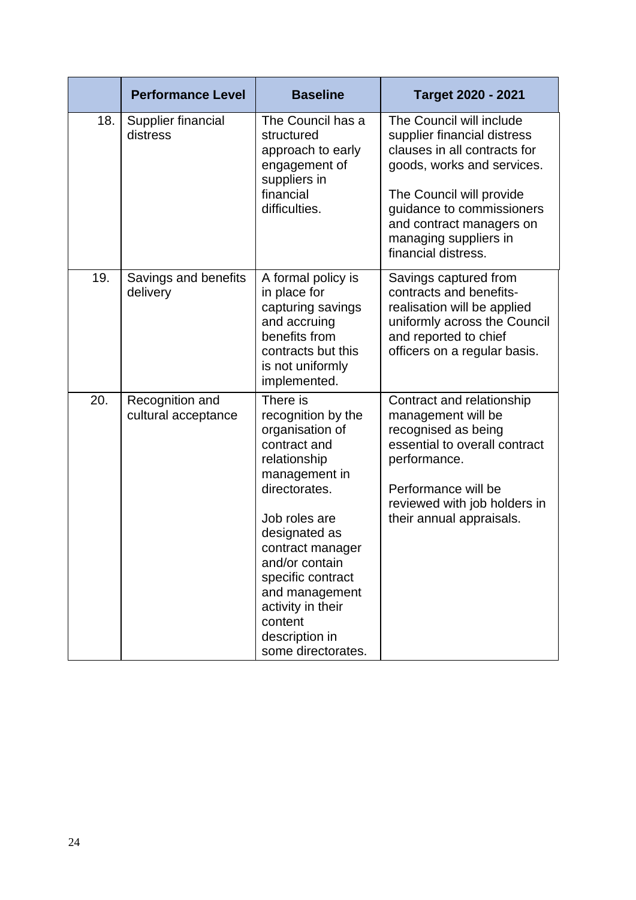| | Performance Level | Baseline | Target 2020 - 2021 |
|---|---|---|---|
| 18. | Supplier financial distress | The Council has a structured approach to early engagement of suppliers in financial difficulties. | The Council will include supplier financial distress clauses in all contracts for goods, works and services.<br><br>The Council will provide guidance to commissioners and contract managers on managing suppliers in financial distress. |
| 19. | Savings and benefits delivery | A formal policy is in place for capturing savings and accruing benefits from contracts but this is not uniformly implemented. | Savings captured from contracts and benefits-realisation will be applied uniformly across the Council and reported to chief officers on a regular basis. |
| 20. | Recognition and cultural acceptance | There is recognition by the organisation of contract and relationship management in directorates.<br><br>Job roles are designated as contract manager and/or contain specific contract and management activity in their content description in some directorates. | Contract and relationship management will be recognised as being essential to overall contract performance.<br><br>Performance will be reviewed with job holders in their annual appraisals. |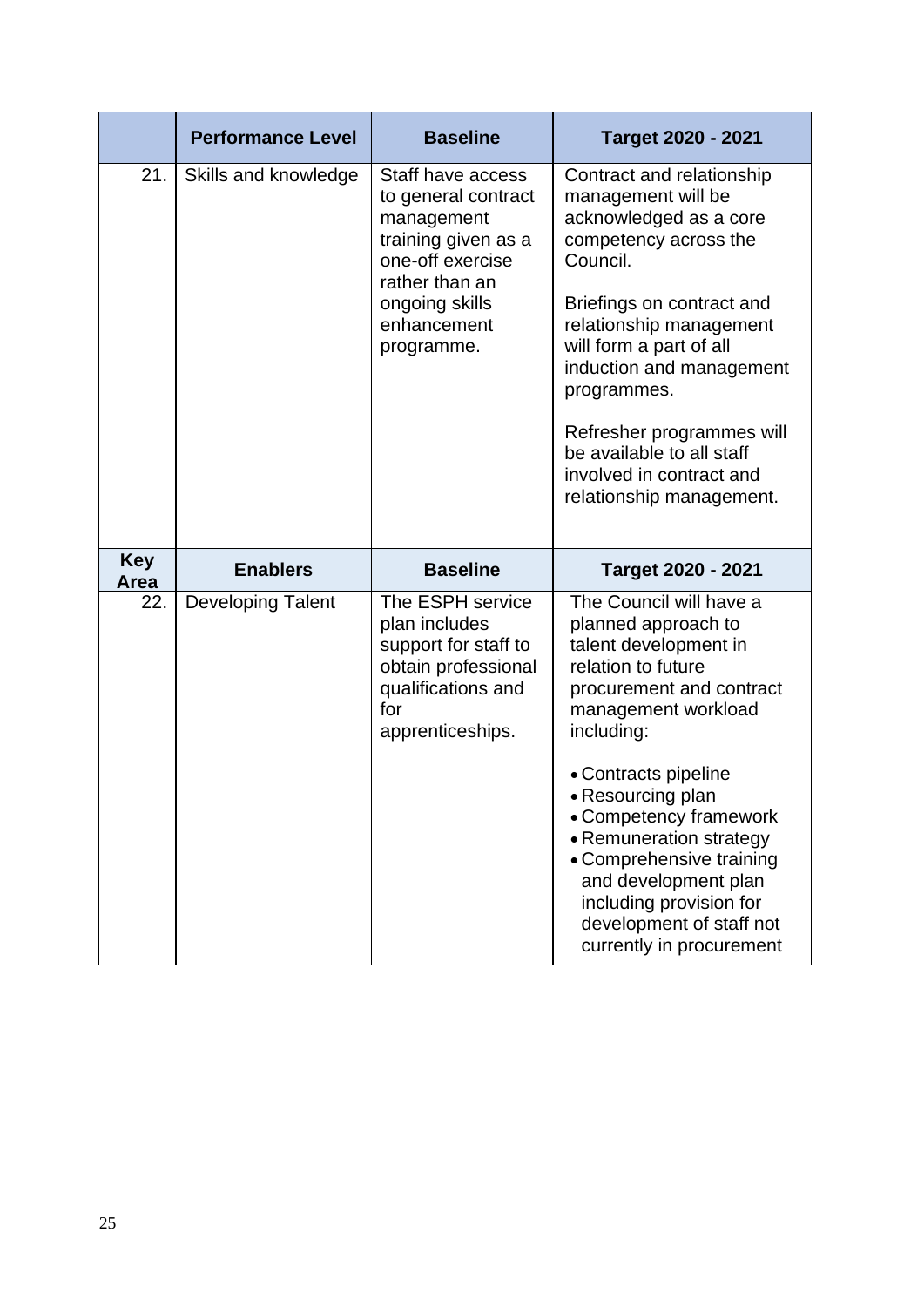| | Performance Level | Baseline | Target 2020 - 2021 |
|---|---|---|---|
| 21. | Skills and knowledge | Staff have access to general contract management training given as a one-off exercise rather than an ongoing skills enhancement programme. | Contract and relationship management will be acknowledged as a core competency across the Council.<br><br>Briefings on contract and relationship management will form a part of all induction and management programmes.<br><br>Refresher programmes will be available to all staff involved in contract and relationship management. |
| **Key Area** | **Enablers** | **Baseline** | **Target 2020 - 2021** |
| 22. | Developing Talent | The ESPH service plan includes support for staff to obtain professional qualifications and for apprenticeships. | The Council will have a planned approach to talent development in relation to future procurement and contract management workload including:<br><br>• Contracts pipeline<br>• Resourcing plan<br>• Competency framework<br>• Remuneration strategy<br>• Comprehensive training and development plan including provision for development of staff not currently in procurement |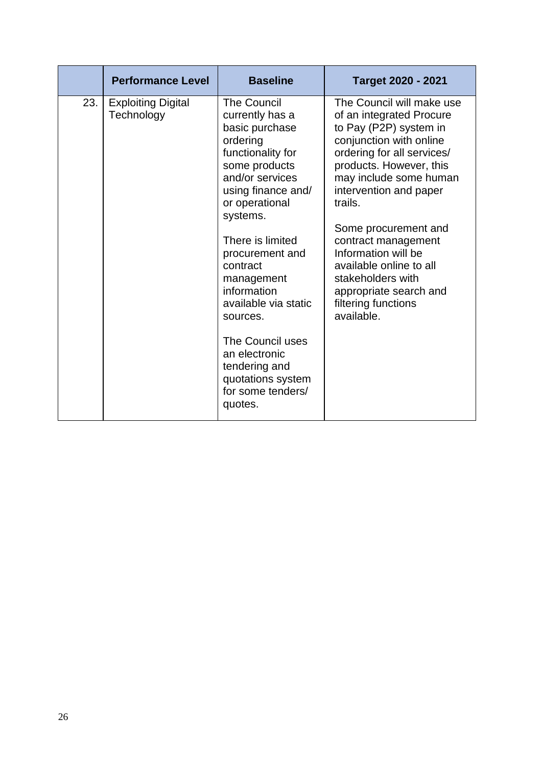| | Performance Level | Baseline | Target 2020 - 2021 |
|---|---|---|---|
| 23. | Exploiting Digital Technology | The Council currently has a basic purchase ordering functionality for some products and/or services using finance and/ or operational systems.<br><br>There is limited procurement and contract management information available via static sources.<br><br>The Council uses an electronic tendering and quotations system for some tenders/ quotes. | The Council will make use of an integrated Procure to Pay (P2P) system in conjunction with online ordering for all services/ products. However, this may include some human intervention and paper trails.<br><br>Some procurement and contract management Information will be available online to all stakeholders with appropriate search and filtering functions available. |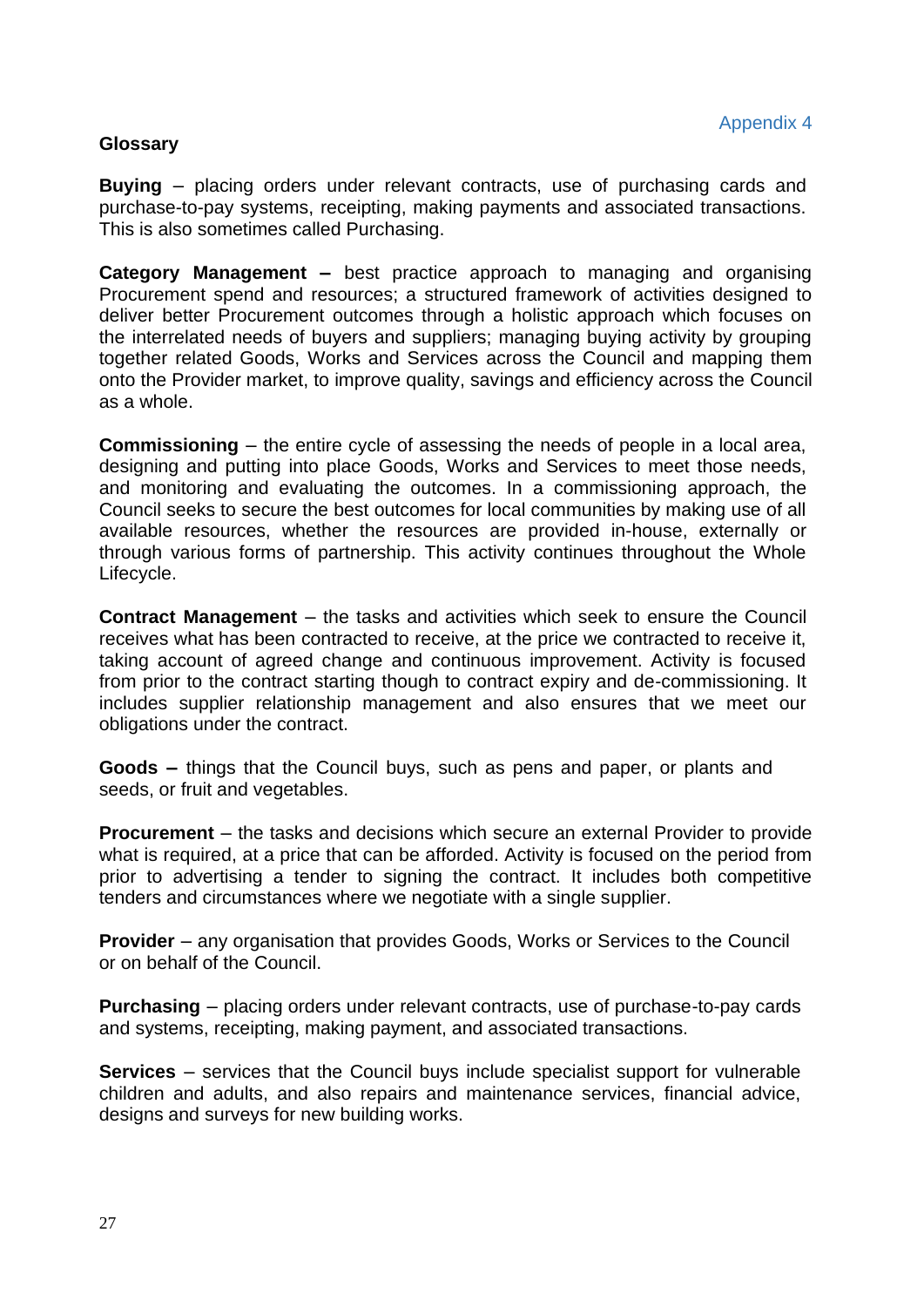Appendix 4

## Glossary

**Buying** – placing orders under relevant contracts, use of purchasing cards and purchase-to-pay systems, receipting, making payments and associated transactions. This is also sometimes called Purchasing.

**Category Management –** best practice approach to managing and organising Procurement spend and resources; a structured framework of activities designed to deliver better Procurement outcomes through a holistic approach which focuses on the interrelated needs of buyers and suppliers; managing buying activity by grouping together related Goods, Works and Services across the Council and mapping them onto the Provider market, to improve quality, savings and efficiency across the Council as a whole.

**Commissioning** – the entire cycle of assessing the needs of people in a local area, designing and putting into place Goods, Works and Services to meet those needs, and monitoring and evaluating the outcomes. In a commissioning approach, the Council seeks to secure the best outcomes for local communities by making use of all available resources, whether the resources are provided in-house, externally or through various forms of partnership. This activity continues throughout the Whole Lifecycle.

**Contract Management** – the tasks and activities which seek to ensure the Council receives what has been contracted to receive, at the price we contracted to receive it, taking account of agreed change and continuous improvement. Activity is focused from prior to the contract starting though to contract expiry and de-commissioning. It includes supplier relationship management and also ensures that we meet our obligations under the contract.

**Goods –** things that the Council buys, such as pens and paper, or plants and seeds, or fruit and vegetables.

**Procurement** – the tasks and decisions which secure an external Provider to provide what is required, at a price that can be afforded. Activity is focused on the period from prior to advertising a tender to signing the contract. It includes both competitive tenders and circumstances where we negotiate with a single supplier.

**Provider** – any organisation that provides Goods, Works or Services to the Council or on behalf of the Council.

**Purchasing** – placing orders under relevant contracts, use of purchase-to-pay cards and systems, receipting, making payment, and associated transactions.

**Services** – services that the Council buys include specialist support for vulnerable children and adults, and also repairs and maintenance services, financial advice, designs and surveys for new building works.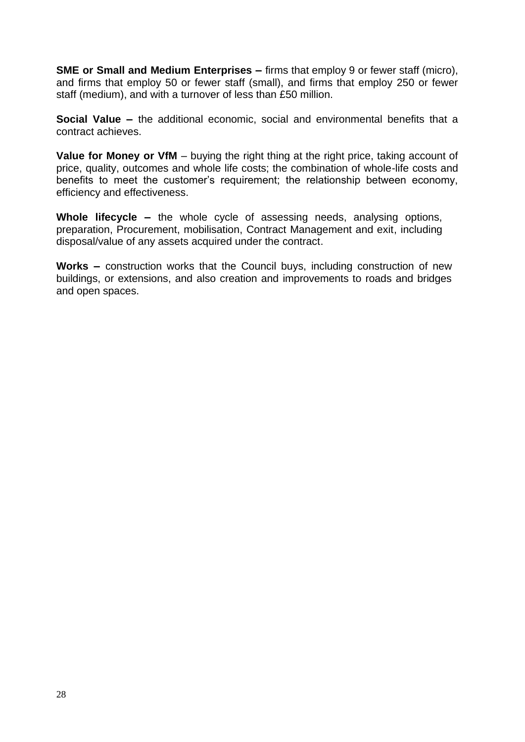**SME or Small and Medium Enterprises –** firms that employ 9 or fewer staff (micro), and firms that employ 50 or fewer staff (small), and firms that employ 250 or fewer staff (medium), and with a turnover of less than £50 million.

**Social Value –** the additional economic, social and environmental benefits that a contract achieves.

**Value for Money or VfM** – buying the right thing at the right price, taking account of price, quality, outcomes and whole life costs; the combination of whole-life costs and benefits to meet the customer's requirement; the relationship between economy, efficiency and effectiveness.

**Whole lifecycle –** the whole cycle of assessing needs, analysing options, preparation, Procurement, mobilisation, Contract Management and exit, including disposal/value of any assets acquired under the contract.

**Works –** construction works that the Council buys, including construction of new buildings, or extensions, and also creation and improvements to roads and bridges and open spaces.